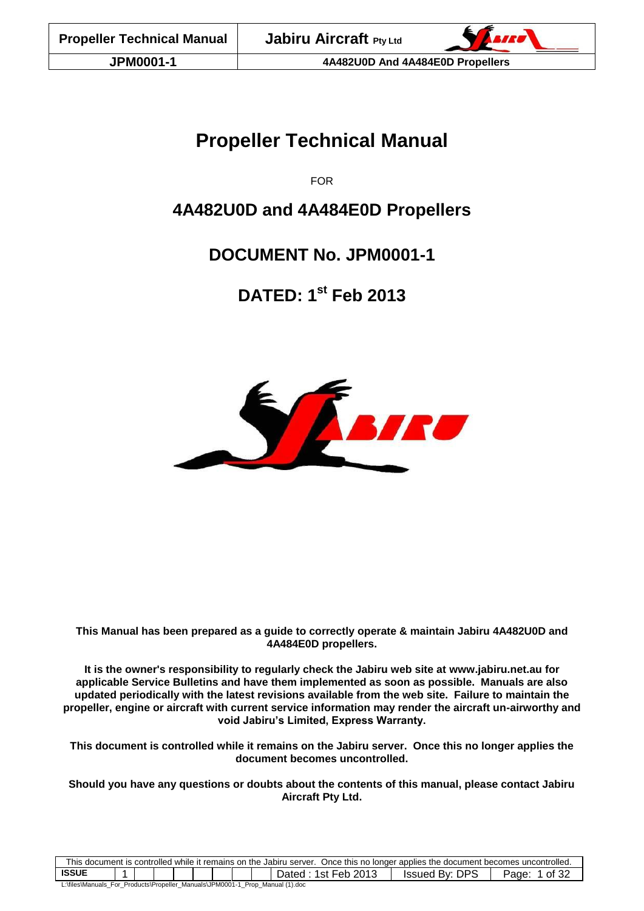# Propeller Technical Manual

FOR

## 4A482U0D and 4A484E0D Propellers

## DOCUMENT No. JPM0001-1

## DATED: 1st Feb 2013

**This Manual has been prepared as a guide to correctly operate & maintain Jabiru 4A482U0D and 4A484E0D propellers.**

**It is the owner's responsibility to regularly check the Jabiru web site at www.jabiru.net.au for applicable Service Bulletins and have them implemented as soon as possible. Manuals are also updated periodically with the latest revisions available from the web site. Failure to maintain the propeller, engine or aircraft with current service information may render the aircraft un-airworthy and void Jabiru's Limited, Express Warranty.**

**This document is controlled while it remains on the Jabiru server. Once this no longer applies the document becomes uncontrolled.**

**Should you have any questions or doubts about the contents of this manual, please contact Jabiru Aircraft Pty Ltd.**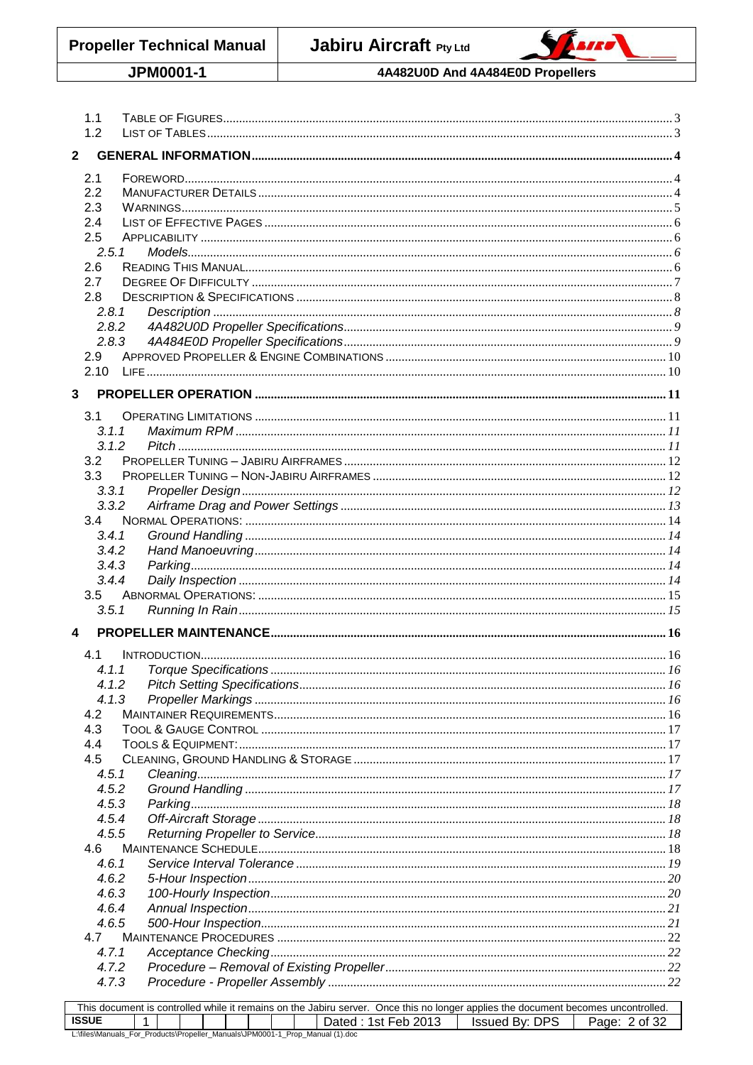1.1 Table Of Figures ..... 3
1.2 List Of Tables ..... 3

**2 GENERAL INFORMATION ..... 4**

2.1 Foreword ..... 4
2.2 Manufacturer Details ..... 4
2.3 Warnings ..... 5
2.4 List Of Effective Pages ..... 6
2.5 Applicability ..... 6
*2.5.1 Models ..... 6*
2.6 Reading This Manual ..... 6
2.7 Degree Of Difficulty ..... 7
2.8 Description & Specifications ..... 8
*2.8.1 Description ..... 8*
*2.8.2 4A482U0D Propeller Specifications ..... 9*
*2.8.3 4A484E0D Propeller Specifications ..... 9*
2.9 Approved Propeller & Engine Combinations ..... 10
2.10 Life ..... 10

**3 PROPELLER OPERATION ..... 11**

3.1 Operating Limitations ..... 11
*3.1.1 Maximum RPM ..... 11*
*3.1.2 Pitch ..... 11*
3.2 Propeller Tuning – Jabiru Airframes ..... 12
3.3 Propeller Tuning – Non-Jabiru Airframes ..... 12
*3.3.1 Propeller Design ..... 12*
*3.3.2 Airframe Drag and Power Settings ..... 13*
3.4 Normal Operations: ..... 14
*3.4.1 Ground Handling ..... 14*
*3.4.2 Hand Manoeuvring ..... 14*
*3.4.3 Parking ..... 14*
*3.4.4 Daily Inspection ..... 14*
3.5 Abnormal Operations: ..... 15
*3.5.1 Running In Rain ..... 15*

**4 PROPELLER MAINTENANCE ..... 16**

4.1 Introduction ..... 16
*4.1.1 Torque Specifications ..... 16*
*4.1.2 Pitch Setting Specifications ..... 16*
*4.1.3 Propeller Markings ..... 16*
4.2 Maintainer Requirements ..... 16
4.3 Tool & Gauge Control ..... 17
4.4 Tools & Equipment: ..... 17
4.5 Cleaning, Ground Handling & Storage ..... 17
*4.5.1 Cleaning ..... 17*
*4.5.2 Ground Handling ..... 17*
*4.5.3 Parking ..... 18*
*4.5.4 Off-Aircraft Storage ..... 18*
*4.5.5 Returning Propeller to Service ..... 18*
4.6 Maintenance Schedule ..... 18
*4.6.1 Service Interval Tolerance ..... 19*
*4.6.2 5-Hour Inspection ..... 20*
*4.6.3 100-Hourly Inspection ..... 20*
*4.6.4 Annual Inspection ..... 21*
*4.6.5 500-Hour Inspection ..... 21*
4.7 Maintenance Procedures ..... 22
*4.7.1 Acceptance Checking ..... 22*
*4.7.2 Procedure – Removal of Existing Propeller ..... 22*
*4.7.3 Procedure - Propeller Assembly ..... 22*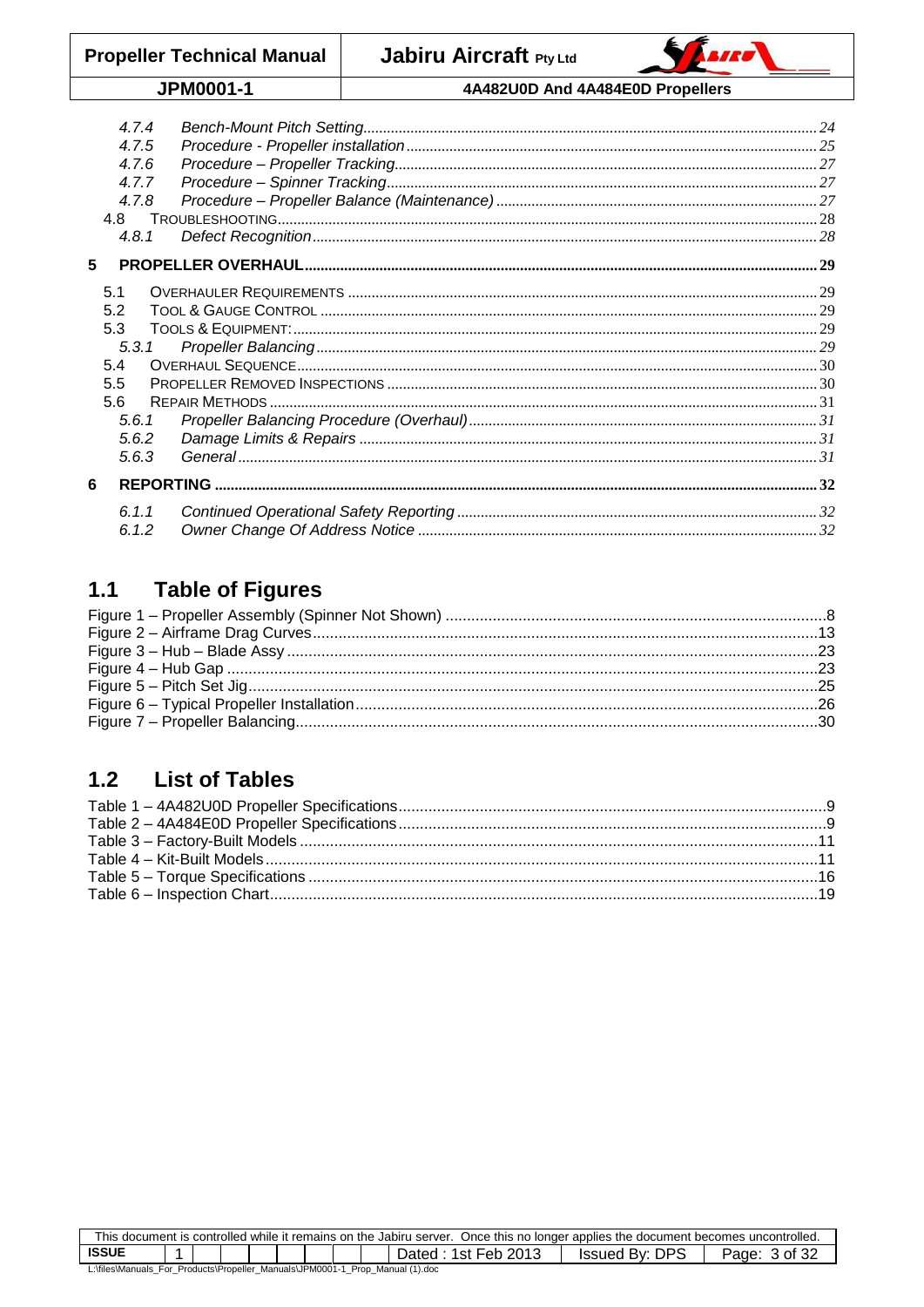4.7.4 *Bench-Mount Pitch Setting* ........ 24
4.7.5 *Procedure - Propeller installation* ........ 25
4.7.6 *Procedure – Propeller Tracking* ........ 27
4.7.7 *Procedure – Spinner Tracking* ........ 27
4.7.8 *Procedure – Propeller Balance (Maintenance)* ........ 27
4.8 TROUBLESHOOTING ........ 28
4.8.1 *Defect Recognition* ........ 28

**5 PROPELLER OVERHAUL** ........ **29**

5.1 OVERHAULER REQUIREMENTS ........ 29
5.2 TOOL & GAUGE CONTROL ........ 29
5.3 TOOLS & EQUIPMENT: ........ 29
5.3.1 *Propeller Balancing* ........ 29
5.4 OVERHAUL SEQUENCE ........ 30
5.5 PROPELLER REMOVED INSPECTIONS ........ 30
5.6 REPAIR METHODS ........ 31
5.6.1 *Propeller Balancing Procedure (Overhaul)* ........ 31
5.6.2 *Damage Limits & Repairs* ........ 31
5.6.3 *General* ........ 31

**6 REPORTING** ........ **32**

6.1.1 *Continued Operational Safety Reporting* ........ 32
6.1.2 *Owner Change Of Address Notice* ........ 32

## 1.1 Table of Figures

Figure 1 – Propeller Assembly (Spinner Not Shown) ........ 8
Figure 2 – Airframe Drag Curves ........ 13
Figure 3 – Hub – Blade Assy ........ 23
Figure 4 – Hub Gap ........ 23
Figure 5 – Pitch Set Jig ........ 25
Figure 6 – Typical Propeller Installation ........ 26
Figure 7 – Propeller Balancing ........ 30

## 1.2 List of Tables

Table 1 – 4A482U0D Propeller Specifications ........ 9
Table 2 – 4A484E0D Propeller Specifications ........ 9
Table 3 – Factory-Built Models ........ 11
Table 4 – Kit-Built Models ........ 11
Table 5 – Torque Specifications ........ 16
Table 6 – Inspection Chart ........ 19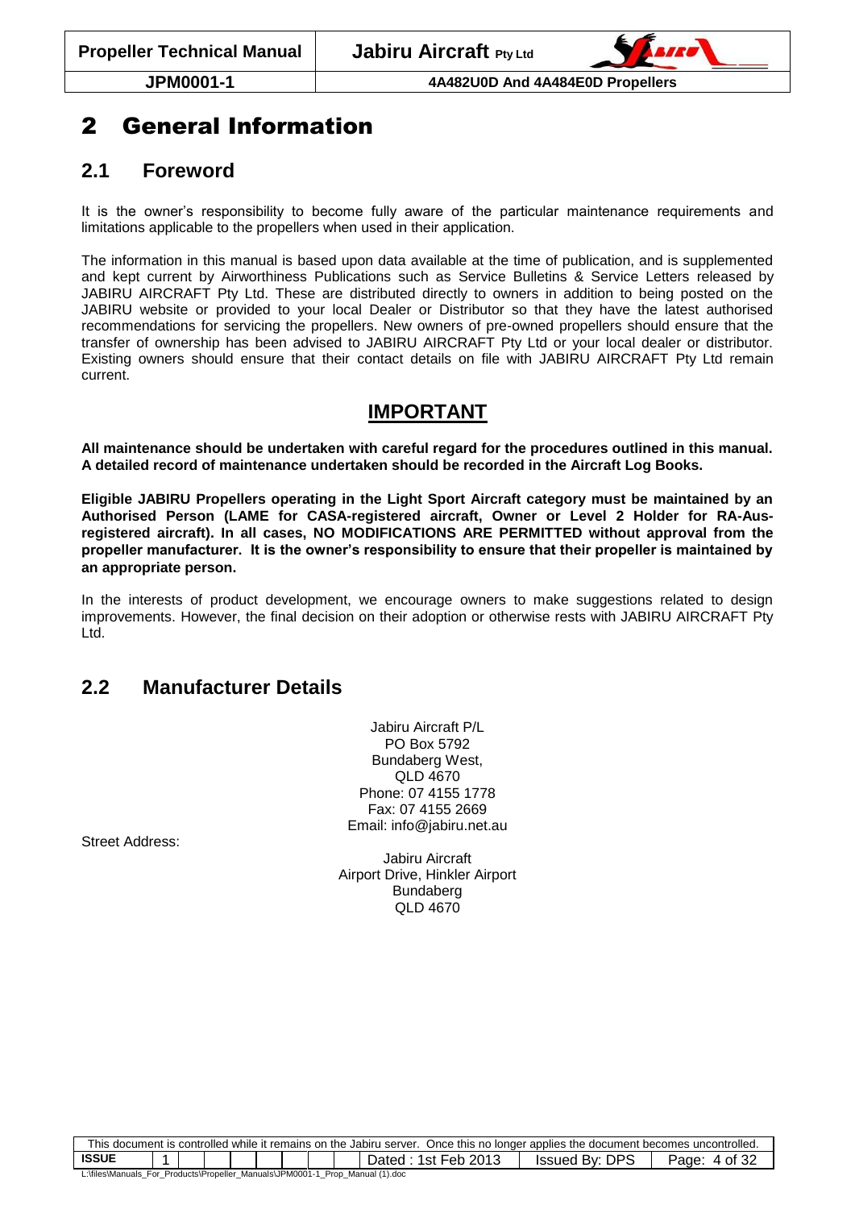# 2 General Information

## 2.1 Foreword

It is the owner's responsibility to become fully aware of the particular maintenance requirements and limitations applicable to the propellers when used in their application.

The information in this manual is based upon data available at the time of publication, and is supplemented and kept current by Airworthiness Publications such as Service Bulletins & Service Letters released by JABIRU AIRCRAFT Pty Ltd. These are distributed directly to owners in addition to being posted on the JABIRU website or provided to your local Dealer or Distributor so that they have the latest authorised recommendations for servicing the propellers. New owners of pre-owned propellers should ensure that the transfer of ownership has been advised to JABIRU AIRCRAFT Pty Ltd or your local dealer or distributor. Existing owners should ensure that their contact details on file with JABIRU AIRCRAFT Pty Ltd remain current.

### IMPORTANT

**All maintenance should be undertaken with careful regard for the procedures outlined in this manual. A detailed record of maintenance undertaken should be recorded in the Aircraft Log Books.**

**Eligible JABIRU Propellers operating in the Light Sport Aircraft category must be maintained by an Authorised Person (LAME for CASA-registered aircraft, Owner or Level 2 Holder for RA-Aus-registered aircraft). In all cases, NO MODIFICATIONS ARE PERMITTED without approval from the propeller manufacturer. It is the owner's responsibility to ensure that their propeller is maintained by an appropriate person.**

In the interests of product development, we encourage owners to make suggestions related to design improvements. However, the final decision on their adoption or otherwise rests with JABIRU AIRCRAFT Pty Ltd.

## 2.2 Manufacturer Details

Jabiru Aircraft P/L
PO Box 5792
Bundaberg West,
QLD 4670
Phone: 07 4155 1778
Fax: 07 4155 2669
Email: info@jabiru.net.au

Street Address:

Jabiru Aircraft
Airport Drive, Hinkler Airport
Bundaberg
QLD 4670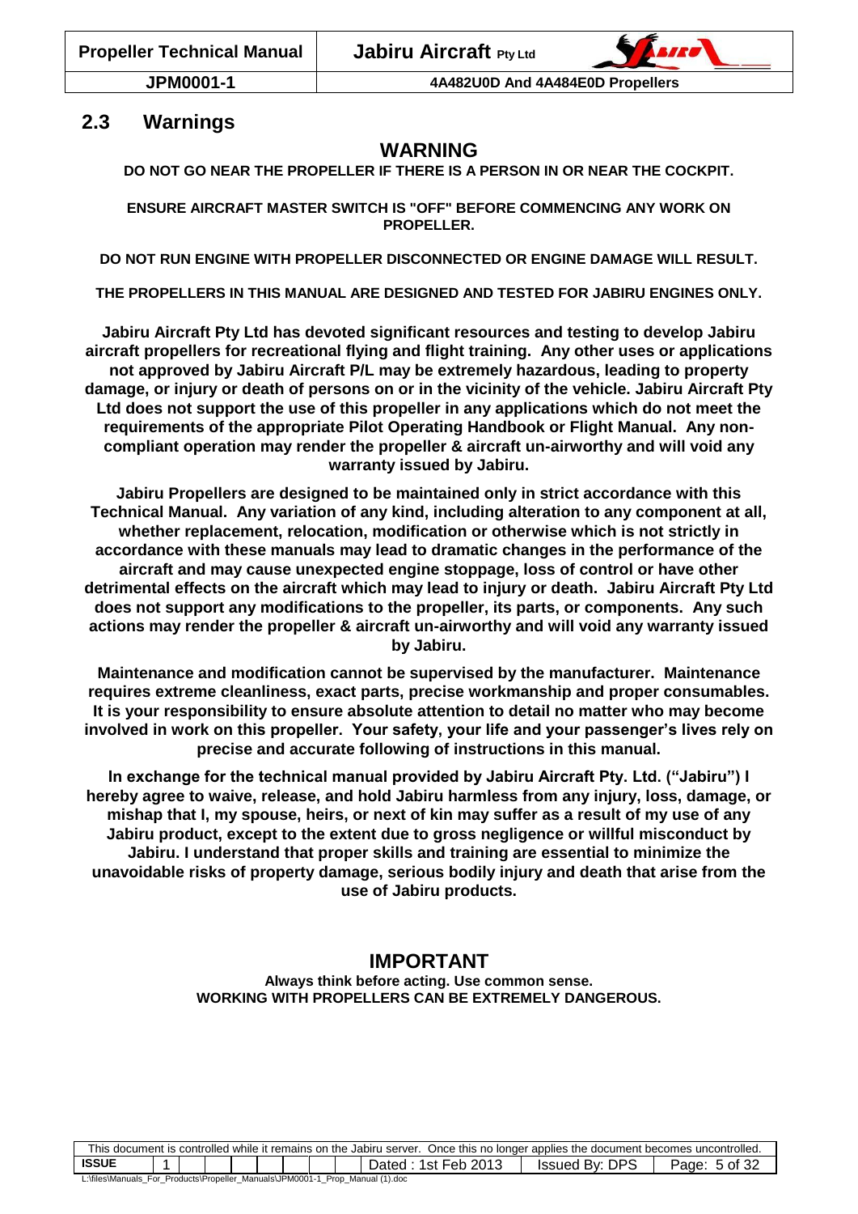## 2.3 Warnings

### WARNING

**DO NOT GO NEAR THE PROPELLER IF THERE IS A PERSON IN OR NEAR THE COCKPIT.**

**ENSURE AIRCRAFT MASTER SWITCH IS "OFF" BEFORE COMMENCING ANY WORK ON PROPELLER.**

**DO NOT RUN ENGINE WITH PROPELLER DISCONNECTED OR ENGINE DAMAGE WILL RESULT.**

**THE PROPELLERS IN THIS MANUAL ARE DESIGNED AND TESTED FOR JABIRU ENGINES ONLY.**

**Jabiru Aircraft Pty Ltd has devoted significant resources and testing to develop Jabiru aircraft propellers for recreational flying and flight training. Any other uses or applications not approved by Jabiru Aircraft P/L may be extremely hazardous, leading to property damage, or injury or death of persons on or in the vicinity of the vehicle. Jabiru Aircraft Pty Ltd does not support the use of this propeller in any applications which do not meet the requirements of the appropriate Pilot Operating Handbook or Flight Manual. Any non-compliant operation may render the propeller & aircraft un-airworthy and will void any warranty issued by Jabiru.**

**Jabiru Propellers are designed to be maintained only in strict accordance with this Technical Manual. Any variation of any kind, including alteration to any component at all, whether replacement, relocation, modification or otherwise which is not strictly in accordance with these manuals may lead to dramatic changes in the performance of the aircraft and may cause unexpected engine stoppage, loss of control or have other detrimental effects on the aircraft which may lead to injury or death. Jabiru Aircraft Pty Ltd does not support any modifications to the propeller, its parts, or components. Any such actions may render the propeller & aircraft un-airworthy and will void any warranty issued by Jabiru.**

**Maintenance and modification cannot be supervised by the manufacturer. Maintenance requires extreme cleanliness, exact parts, precise workmanship and proper consumables. It is your responsibility to ensure absolute attention to detail no matter who may become involved in work on this propeller. Your safety, your life and your passenger's lives rely on precise and accurate following of instructions in this manual.**

**In exchange for the technical manual provided by Jabiru Aircraft Pty. Ltd. ("Jabiru") I hereby agree to waive, release, and hold Jabiru harmless from any injury, loss, damage, or mishap that I, my spouse, heirs, or next of kin may suffer as a result of my use of any Jabiru product, except to the extent due to gross negligence or willful misconduct by Jabiru. I understand that proper skills and training are essential to minimize the unavoidable risks of property damage, serious bodily injury and death that arise from the use of Jabiru products.**

### IMPORTANT

**Always think before acting. Use common sense.**
**WORKING WITH PROPELLERS CAN BE EXTREMELY DANGEROUS.**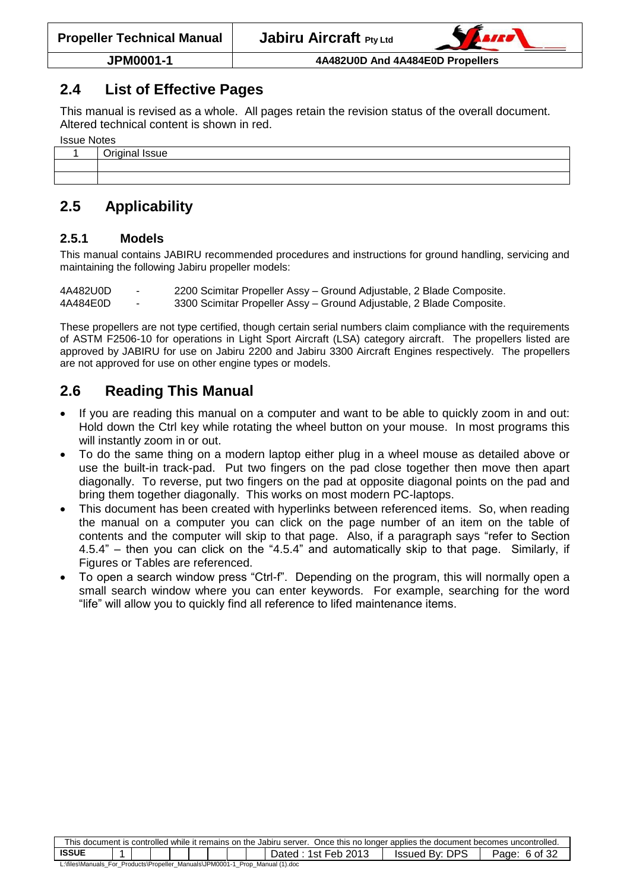## 2.4 List of Effective Pages

This manual is revised as a whole. All pages retain the revision status of the overall document. Altered technical content is shown in red.

Issue Notes

| | |
|---|---|
| 1 | Original Issue |
| | |
| | |

## 2.5 Applicability

### 2.5.1 Models

This manual contains JABIRU recommended procedures and instructions for ground handling, servicing and maintaining the following Jabiru propeller models:

| | | |
|---|---|---|
| 4A482U0D | - | 2200 Scimitar Propeller Assy – Ground Adjustable, 2 Blade Composite. |
| 4A484E0D | - | 3300 Scimitar Propeller Assy – Ground Adjustable, 2 Blade Composite. |

These propellers are not type certified, though certain serial numbers claim compliance with the requirements of ASTM F2506-10 for operations in Light Sport Aircraft (LSA) category aircraft. The propellers listed are approved by JABIRU for use on Jabiru 2200 and Jabiru 3300 Aircraft Engines respectively. The propellers are not approved for use on other engine types or models.

## 2.6 Reading This Manual

- If you are reading this manual on a computer and want to be able to quickly zoom in and out: Hold down the Ctrl key while rotating the wheel button on your mouse. In most programs this will instantly zoom in or out.
- To do the same thing on a modern laptop either plug in a wheel mouse as detailed above or use the built-in track-pad. Put two fingers on the pad close together then move then apart diagonally. To reverse, put two fingers on the pad at opposite diagonal points on the pad and bring them together diagonally. This works on most modern PC-laptops.
- This document has been created with hyperlinks between referenced items. So, when reading the manual on a computer you can click on the page number of an item on the table of contents and the computer will skip to that page. Also, if a paragraph says "refer to Section 4.5.4" – then you can click on the "4.5.4" and automatically skip to that page. Similarly, if Figures or Tables are referenced.
- To open a search window press "Ctrl-f". Depending on the program, this will normally open a small search window where you can enter keywords. For example, searching for the word "life" will allow you to quickly find all reference to lifed maintenance items.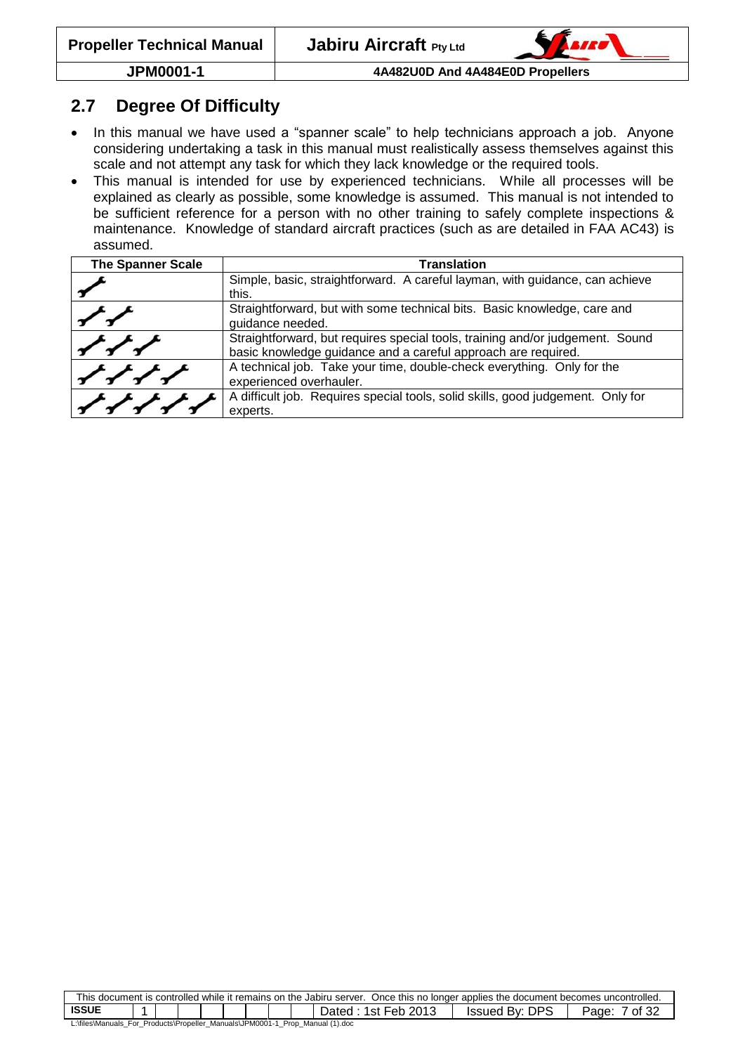## 2.7 Degree Of Difficulty

- In this manual we have used a "spanner scale" to help technicians approach a job. Anyone considering undertaking a task in this manual must realistically assess themselves against this scale and not attempt any task for which they lack knowledge or the required tools.
- This manual is intended for use by experienced technicians. While all processes will be explained as clearly as possible, some knowledge is assumed. This manual is not intended to be sufficient reference for a person with no other training to safely complete inspections & maintenance. Knowledge of standard aircraft practices (such as are detailed in FAA AC43) is assumed.

| The Spanner Scale | Translation |
|---|---|
| 🔧 | Simple, basic, straightforward. A careful layman, with guidance, can achieve this. |
| 🔧🔧 | Straightforward, but with some technical bits. Basic knowledge, care and guidance needed. |
| 🔧🔧🔧 | Straightforward, but requires special tools, training and/or judgement. Sound basic knowledge guidance and a careful approach are required. |
| 🔧🔧🔧🔧 | A technical job. Take your time, double-check everything. Only for the experienced overhauler. |
| 🔧🔧🔧🔧🔧 | A difficult job. Requires special tools, solid skills, good judgement. Only for experts. |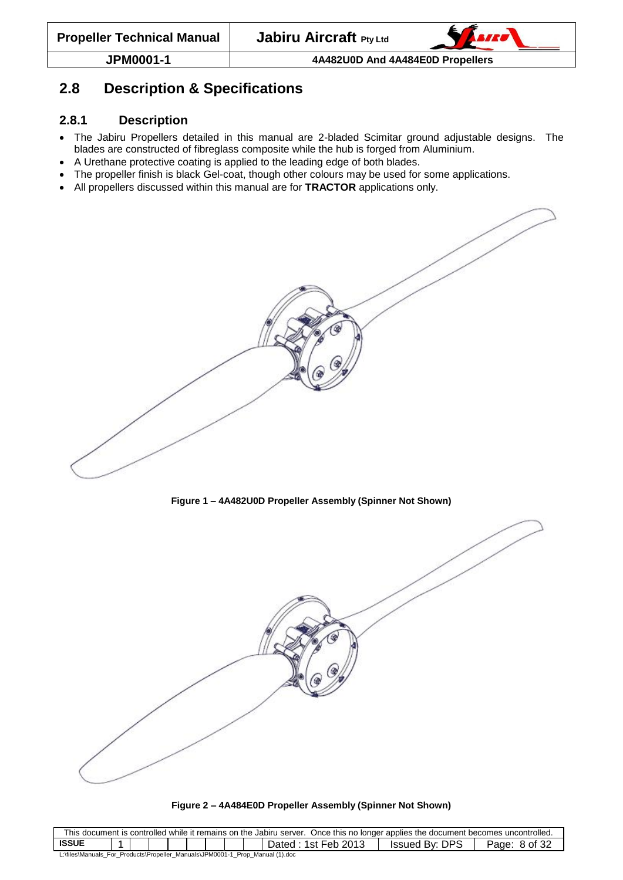## 2.8 Description & Specifications

### 2.8.1 Description

- The Jabiru Propellers detailed in this manual are 2-bladed Scimitar ground adjustable designs. The blades are constructed of fibreglass composite while the hub is forged from Aluminium.
- A Urethane protective coating is applied to the leading edge of both blades.
- The propeller finish is black Gel-coat, though other colours may be used for some applications.
- All propellers discussed within this manual are for **TRACTOR** applications only.

**Figure 1 – 4A482U0D Propeller Assembly (Spinner Not Shown)**

**Figure 2 – 4A484E0D Propeller Assembly (Spinner Not Shown)**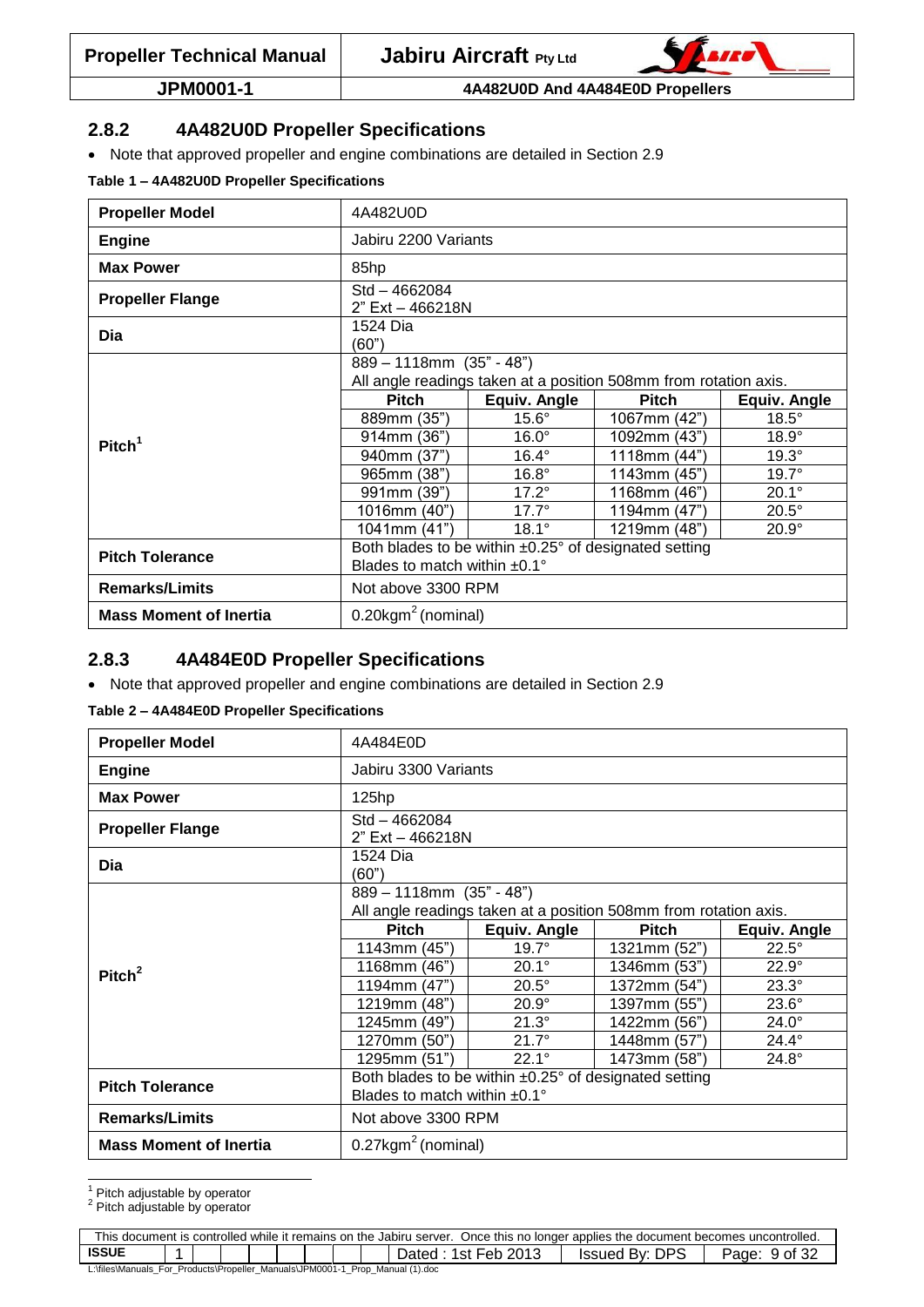## 2.8.2 4A482U0D Propeller Specifications

- Note that approved propeller and engine combinations are detailed in Section 2.9

**Table 1 – 4A482U0D Propeller Specifications**

| | | | | |
|---|---|---|---|---|
| **Propeller Model** | 4A482U0D | | | |
| **Engine** | Jabiru 2200 Variants | | | |
| **Max Power** | 85hp | | | |
| **Propeller Flange** | Std – 4662084<br>2" Ext – 466218N | | | |
| **Dia** | 1524 Dia<br>(60") | | | |
| **Pitch[1]** | 889 – 1118mm (35" - 48")<br>All angle readings taken at a position 508mm from rotation axis. | | | |
| | **Pitch** | **Equiv. Angle** | **Pitch** | **Equiv. Angle** |
| | 889mm (35") | 15.6° | 1067mm (42") | 18.5° |
| | 914mm (36") | 16.0° | 1092mm (43") | 18.9° |
| | 940mm (37") | 16.4° | 1118mm (44") | 19.3° |
| | 965mm (38") | 16.8° | 1143mm (45") | 19.7° |
| | 991mm (39") | 17.2° | 1168mm (46") | 20.1° |
| | 1016mm (40") | 17.7° | 1194mm (47") | 20.5° |
| | 1041mm (41") | 18.1° | 1219mm (48") | 20.9° |
| **Pitch Tolerance** | Both blades to be within ±0.25° of designated setting<br>Blades to match within ±0.1° | | | |
| **Remarks/Limits** | Not above 3300 RPM | | | |
| **Mass Moment of Inertia** | 0.20kgm$^2$ (nominal) | | | |

## 2.8.3 4A484E0D Propeller Specifications

- Note that approved propeller and engine combinations are detailed in Section 2.9

**Table 2 – 4A484E0D Propeller Specifications**

| | | | | |
|---|---|---|---|---|
| **Propeller Model** | 4A484E0D | | | |
| **Engine** | Jabiru 3300 Variants | | | |
| **Max Power** | 125hp | | | |
| **Propeller Flange** | Std – 4662084<br>2" Ext – 466218N | | | |
| **Dia** | 1524 Dia<br>(60") | | | |
| **Pitch[2]** | 889 – 1118mm (35" - 48")<br>All angle readings taken at a position 508mm from rotation axis. | | | |
| | **Pitch** | **Equiv. Angle** | **Pitch** | **Equiv. Angle** |
| | 1143mm (45") | 19.7° | 1321mm (52") | 22.5° |
| | 1168mm (46") | 20.1° | 1346mm (53") | 22.9° |
| | 1194mm (47") | 20.5° | 1372mm (54") | 23.3° |
| | 1219mm (48") | 20.9° | 1397mm (55") | 23.6° |
| | 1245mm (49") | 21.3° | 1422mm (56") | 24.0° |
| | 1270mm (50") | 21.7° | 1448mm (57") | 24.4° |
| | 1295mm (51") | 22.1° | 1473mm (58") | 24.8° |
| **Pitch Tolerance** | Both blades to be within ±0.25° of designated setting<br>Blades to match within ±0.1° | | | |
| **Remarks/Limits** | Not above 3300 RPM | | | |
| **Mass Moment of Inertia** | 0.27kgm$^2$ (nominal) | | | |

[1] Pitch adjustable by operator
[2] Pitch adjustable by operator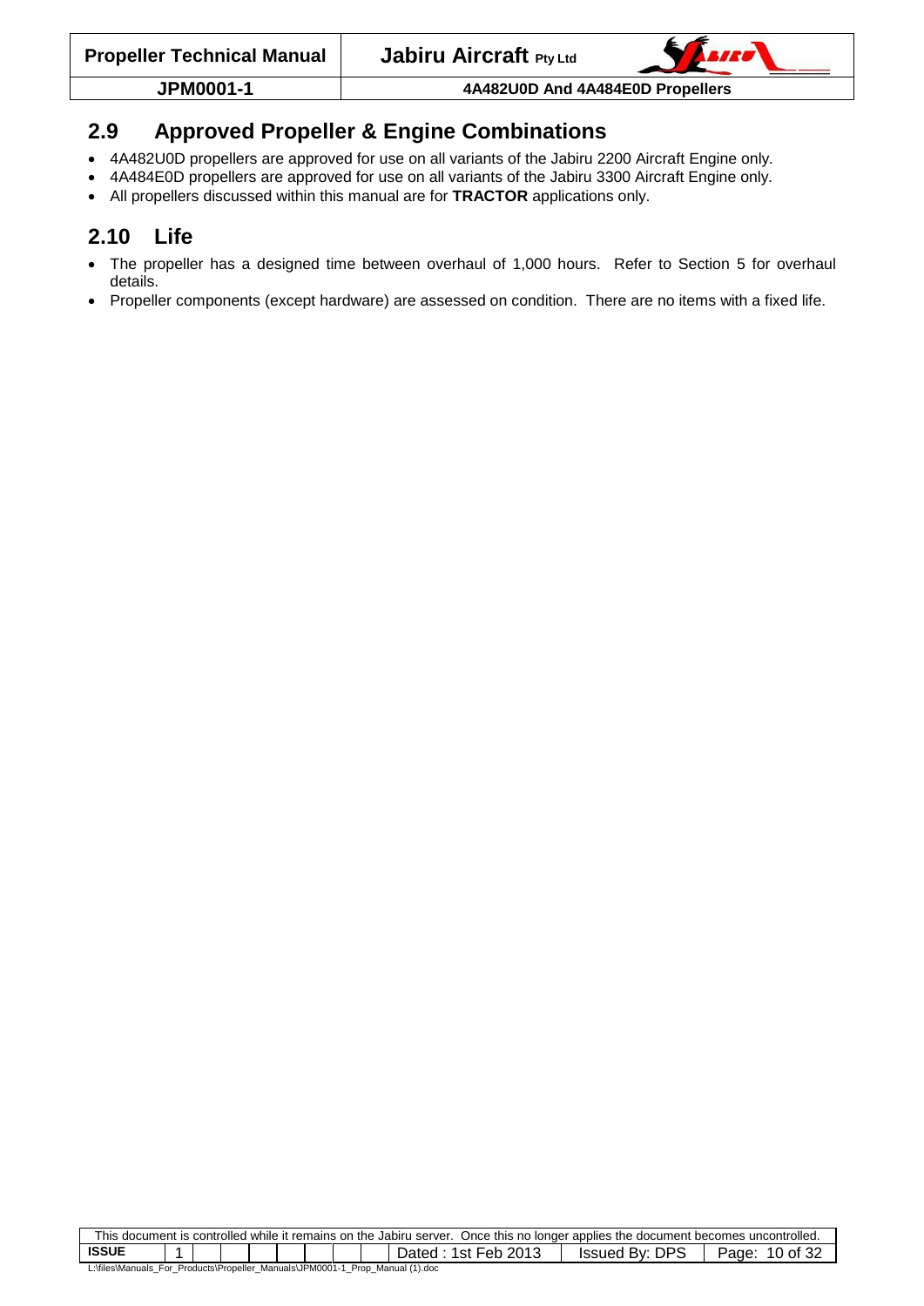## 2.9 Approved Propeller & Engine Combinations

- 4A482U0D propellers are approved for use on all variants of the Jabiru 2200 Aircraft Engine only.
- 4A484E0D propellers are approved for use on all variants of the Jabiru 3300 Aircraft Engine only.
- All propellers discussed within this manual are for **TRACTOR** applications only.

## 2.10 Life

- The propeller has a designed time between overhaul of 1,000 hours. Refer to Section 5 for overhaul details.
- Propeller components (except hardware) are assessed on condition. There are no items with a fixed life.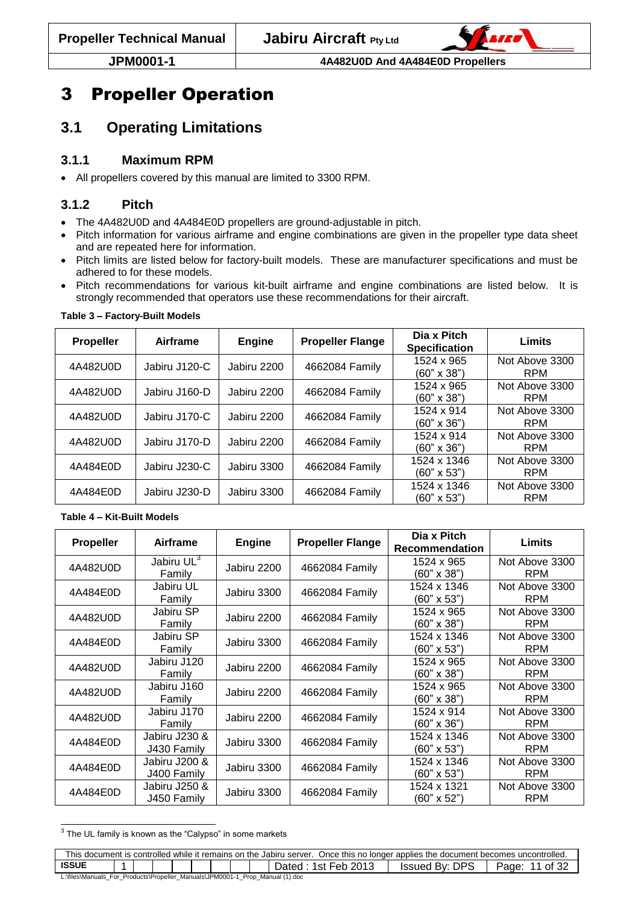# 3 Propeller Operation

## 3.1 Operating Limitations

### 3.1.1 Maximum RPM

- All propellers covered by this manual are limited to 3300 RPM.

### 3.1.2 Pitch

- The 4A482U0D and 4A484E0D propellers are ground-adjustable in pitch.
- Pitch information for various airframe and engine combinations are given in the propeller type data sheet and are repeated here for information.
- Pitch limits are listed below for factory-built models. These are manufacturer specifications and must be adhered to for these models.
- Pitch recommendations for various kit-built airframe and engine combinations are listed below. It is strongly recommended that operators use these recommendations for their aircraft.

**Table 3 – Factory-Built Models**

| Propeller | Airframe | Engine | Propeller Flange | Dia x Pitch Specification | Limits |
|---|---|---|---|---|---|
| 4A482U0D | Jabiru J120-C | Jabiru 2200 | 4662084 Family | 1524 x 965 (60" x 38") | Not Above 3300 RPM |
| 4A482U0D | Jabiru J160-D | Jabiru 2200 | 4662084 Family | 1524 x 965 (60" x 38") | Not Above 3300 RPM |
| 4A482U0D | Jabiru J170-C | Jabiru 2200 | 4662084 Family | 1524 x 914 (60" x 36") | Not Above 3300 RPM |
| 4A482U0D | Jabiru J170-D | Jabiru 2200 | 4662084 Family | 1524 x 914 (60" x 36") | Not Above 3300 RPM |
| 4A484E0D | Jabiru J230-C | Jabiru 3300 | 4662084 Family | 1524 x 1346 (60" x 53") | Not Above 3300 RPM |
| 4A484E0D | Jabiru J230-D | Jabiru 3300 | 4662084 Family | 1524 x 1346 (60" x 53") | Not Above 3300 RPM |

**Table 4 – Kit-Built Models**

| Propeller | Airframe | Engine | Propeller Flange | Dia x Pitch Recommendation | Limits |
|---|---|---|---|---|---|
| 4A482U0D | Jabiru UL[3] Family | Jabiru 2200 | 4662084 Family | 1524 x 965 (60" x 38") | Not Above 3300 RPM |
| 4A484E0D | Jabiru UL Family | Jabiru 3300 | 4662084 Family | 1524 x 1346 (60" x 53") | Not Above 3300 RPM |
| 4A482U0D | Jabiru SP Family | Jabiru 2200 | 4662084 Family | 1524 x 965 (60" x 38") | Not Above 3300 RPM |
| 4A484E0D | Jabiru SP Family | Jabiru 3300 | 4662084 Family | 1524 x 1346 (60" x 53") | Not Above 3300 RPM |
| 4A482U0D | Jabiru J120 Family | Jabiru 2200 | 4662084 Family | 1524 x 965 (60" x 38") | Not Above 3300 RPM |
| 4A482U0D | Jabiru J160 Family | Jabiru 2200 | 4662084 Family | 1524 x 965 (60" x 38") | Not Above 3300 RPM |
| 4A482U0D | Jabiru J170 Family | Jabiru 2200 | 4662084 Family | 1524 x 914 (60" x 36") | Not Above 3300 RPM |
| 4A484E0D | Jabiru J230 & J430 Family | Jabiru 3300 | 4662084 Family | 1524 x 1346 (60" x 53") | Not Above 3300 RPM |
| 4A484E0D | Jabiru J200 & J400 Family | Jabiru 3300 | 4662084 Family | 1524 x 1346 (60" x 53") | Not Above 3300 RPM |
| 4A484E0D | Jabiru J250 & J450 Family | Jabiru 3300 | 4662084 Family | 1524 x 1321 (60" x 52") | Not Above 3300 RPM |

[3] The UL family is known as the "Calypso" in some markets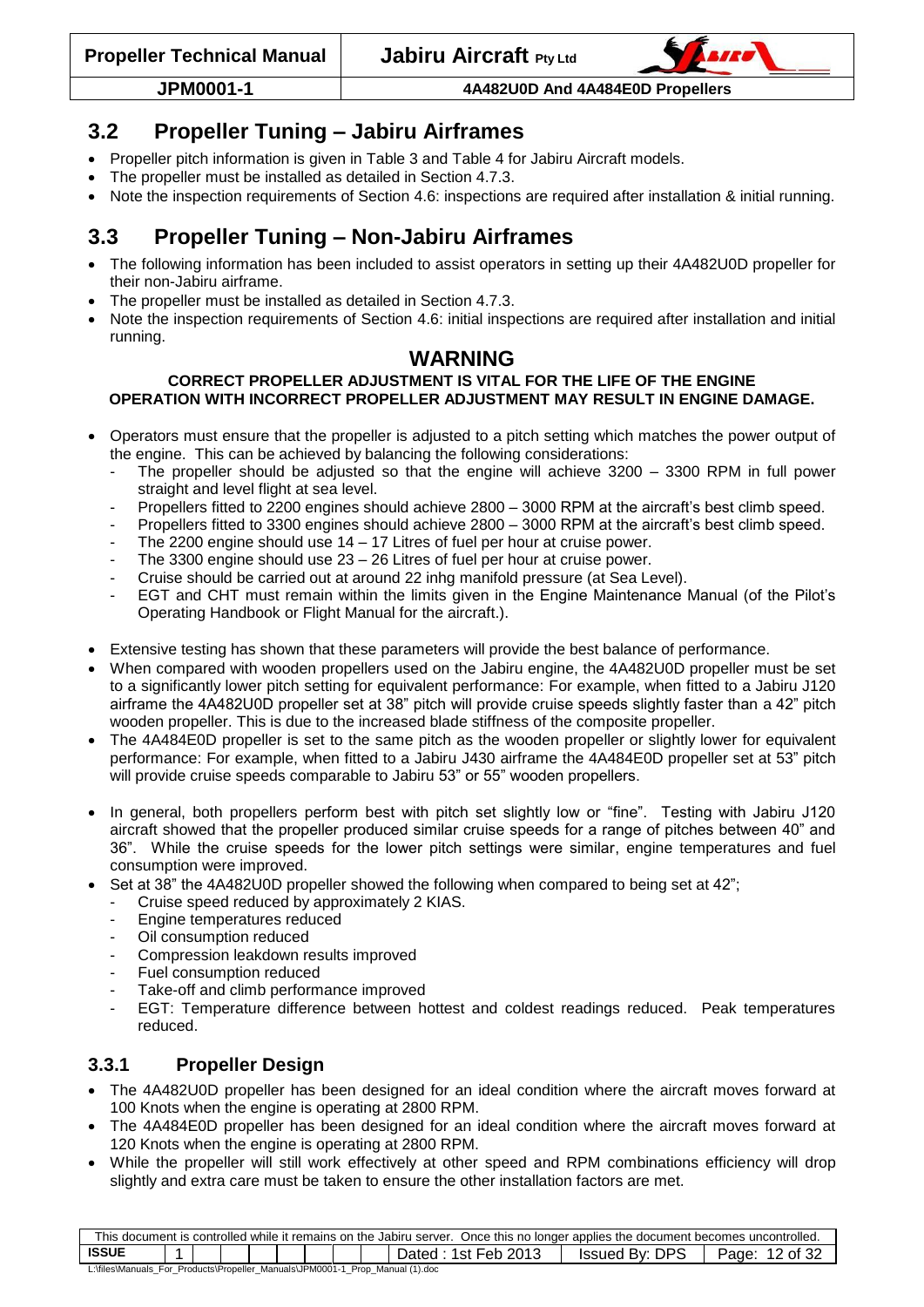## 3.2 Propeller Tuning – Jabiru Airframes

- Propeller pitch information is given in Table 3 and Table 4 for Jabiru Aircraft models.
- The propeller must be installed as detailed in Section 4.7.3.
- Note the inspection requirements of Section 4.6: inspections are required after installation & initial running.

## 3.3 Propeller Tuning – Non-Jabiru Airframes

- The following information has been included to assist operators in setting up their 4A482U0D propeller for their non-Jabiru airframe.
- The propeller must be installed as detailed in Section 4.7.3.
- Note the inspection requirements of Section 4.6: initial inspections are required after installation and initial running.

**WARNING**

**CORRECT PROPELLER ADJUSTMENT IS VITAL FOR THE LIFE OF THE ENGINE OPERATION WITH INCORRECT PROPELLER ADJUSTMENT MAY RESULT IN ENGINE DAMAGE.**

- Operators must ensure that the propeller is adjusted to a pitch setting which matches the power output of the engine. This can be achieved by balancing the following considerations:
  - The propeller should be adjusted so that the engine will achieve 3200 – 3300 RPM in full power straight and level flight at sea level.
  - Propellers fitted to 2200 engines should achieve 2800 – 3000 RPM at the aircraft's best climb speed.
  - Propellers fitted to 3300 engines should achieve 2800 – 3000 RPM at the aircraft's best climb speed.
  - The 2200 engine should use 14 – 17 Litres of fuel per hour at cruise power.
  - The 3300 engine should use 23 – 26 Litres of fuel per hour at cruise power.
  - Cruise should be carried out at around 22 inhg manifold pressure (at Sea Level).
  - EGT and CHT must remain within the limits given in the Engine Maintenance Manual (of the Pilot's Operating Handbook or Flight Manual for the aircraft.).
- Extensive testing has shown that these parameters will provide the best balance of performance.
- When compared with wooden propellers used on the Jabiru engine, the 4A482U0D propeller must be set to a significantly lower pitch setting for equivalent performance: For example, when fitted to a Jabiru J120 airframe the 4A482U0D propeller set at 38" pitch will provide cruise speeds slightly faster than a 42" pitch wooden propeller. This is due to the increased blade stiffness of the composite propeller.
- The 4A484E0D propeller is set to the same pitch as the wooden propeller or slightly lower for equivalent performance: For example, when fitted to a Jabiru J430 airframe the 4A484E0D propeller set at 53" pitch will provide cruise speeds comparable to Jabiru 53" or 55" wooden propellers.
- In general, both propellers perform best with pitch set slightly low or "fine". Testing with Jabiru J120 aircraft showed that the propeller produced similar cruise speeds for a range of pitches between 40" and 36". While the cruise speeds for the lower pitch settings were similar, engine temperatures and fuel consumption were improved.
- Set at 38" the 4A482U0D propeller showed the following when compared to being set at 42";
  - Cruise speed reduced by approximately 2 KIAS.
  - Engine temperatures reduced
  - Oil consumption reduced
  - Compression leakdown results improved
  - Fuel consumption reduced
  - Take-off and climb performance improved
  - EGT: Temperature difference between hottest and coldest readings reduced. Peak temperatures reduced.

### 3.3.1 Propeller Design

- The 4A482U0D propeller has been designed for an ideal condition where the aircraft moves forward at 100 Knots when the engine is operating at 2800 RPM.
- The 4A484E0D propeller has been designed for an ideal condition where the aircraft moves forward at 120 Knots when the engine is operating at 2800 RPM.
- While the propeller will still work effectively at other speed and RPM combinations efficiency will drop slightly and extra care must be taken to ensure the other installation factors are met.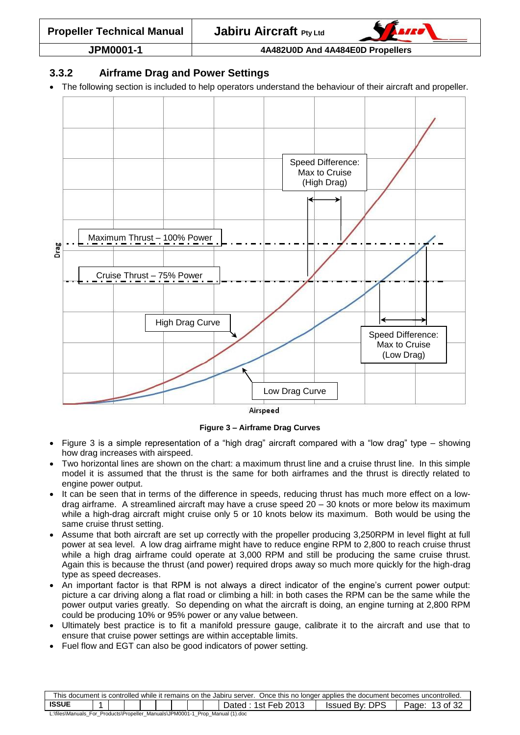### 3.3.2 Airframe Drag and Power Settings

- The following section is included to help operators understand the behaviour of their aircraft and propeller.

**Figure 3 – Airframe Drag Curves**

- Figure 3 is a simple representation of a "high drag" aircraft compared with a "low drag" type – showing how drag increases with airspeed.
- Two horizontal lines are shown on the chart: a maximum thrust line and a cruise thrust line. In this simple model it is assumed that the thrust is the same for both airframes and the thrust is directly related to engine power output.
- It can be seen that in terms of the difference in speeds, reducing thrust has much more effect on a low-drag airframe. A streamlined aircraft may have a cruse speed 20 – 30 knots or more below its maximum while a high-drag aircraft might cruise only 5 or 10 knots below its maximum. Both would be using the same cruise thrust setting.
- Assume that both aircraft are set up correctly with the propeller producing 3,250RPM in level flight at full power at sea level. A low drag airframe might have to reduce engine RPM to 2,800 to reach cruise thrust while a high drag airframe could operate at 3,000 RPM and still be producing the same cruise thrust. Again this is because the thrust (and power) required drops away so much more quickly for the high-drag type as speed decreases.
- An important factor is that RPM is not always a direct indicator of the engine's current power output: picture a car driving along a flat road or climbing a hill: in both cases the RPM can be the same while the power output varies greatly. So depending on what the aircraft is doing, an engine turning at 2,800 RPM could be producing 10% or 95% power or any value between.
- Ultimately best practice is to fit a manifold pressure gauge, calibrate it to the aircraft and use that to ensure that cruise power settings are within acceptable limits.
- Fuel flow and EGT can also be good indicators of power setting.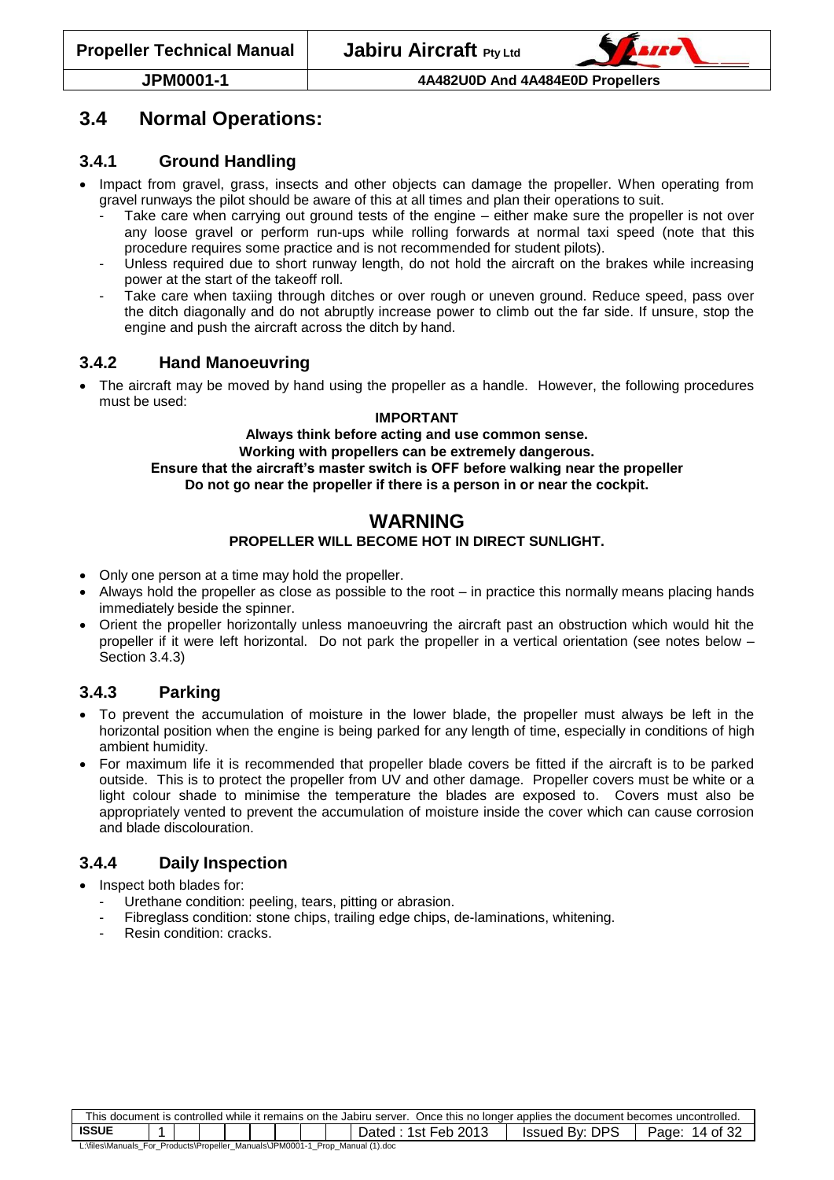## 3.4 Normal Operations:

### 3.4.1 Ground Handling

- Impact from gravel, grass, insects and other objects can damage the propeller. When operating from gravel runways the pilot should be aware of this at all times and plan their operations to suit.
  - Take care when carrying out ground tests of the engine – either make sure the propeller is not over any loose gravel or perform run-ups while rolling forwards at normal taxi speed (note that this procedure requires some practice and is not recommended for student pilots).
  - Unless required due to short runway length, do not hold the aircraft on the brakes while increasing power at the start of the takeoff roll.
  - Take care when taxiing through ditches or over rough or uneven ground. Reduce speed, pass over the ditch diagonally and do not abruptly increase power to climb out the far side. If unsure, stop the engine and push the aircraft across the ditch by hand.

### 3.4.2 Hand Manoeuvring

- The aircraft may be moved by hand using the propeller as a handle. However, the following procedures must be used:

**IMPORTANT**

**Always think before acting and use common sense.**
**Working with propellers can be extremely dangerous.**
**Ensure that the aircraft's master switch is OFF before walking near the propeller**
**Do not go near the propeller if there is a person in or near the cockpit.**

## WARNING

**PROPELLER WILL BECOME HOT IN DIRECT SUNLIGHT.**

- Only one person at a time may hold the propeller.
- Always hold the propeller as close as possible to the root – in practice this normally means placing hands immediately beside the spinner.
- Orient the propeller horizontally unless manoeuvring the aircraft past an obstruction which would hit the propeller if it were left horizontal. Do not park the propeller in a vertical orientation (see notes below – Section 3.4.3)

### 3.4.3 Parking

- To prevent the accumulation of moisture in the lower blade, the propeller must always be left in the horizontal position when the engine is being parked for any length of time, especially in conditions of high ambient humidity.
- For maximum life it is recommended that propeller blade covers be fitted if the aircraft is to be parked outside. This is to protect the propeller from UV and other damage. Propeller covers must be white or a light colour shade to minimise the temperature the blades are exposed to. Covers must also be appropriately vented to prevent the accumulation of moisture inside the cover which can cause corrosion and blade discolouration.

### 3.4.4 Daily Inspection

- Inspect both blades for:
  - Urethane condition: peeling, tears, pitting or abrasion.
  - Fibreglass condition: stone chips, trailing edge chips, de-laminations, whitening.
  - Resin condition: cracks.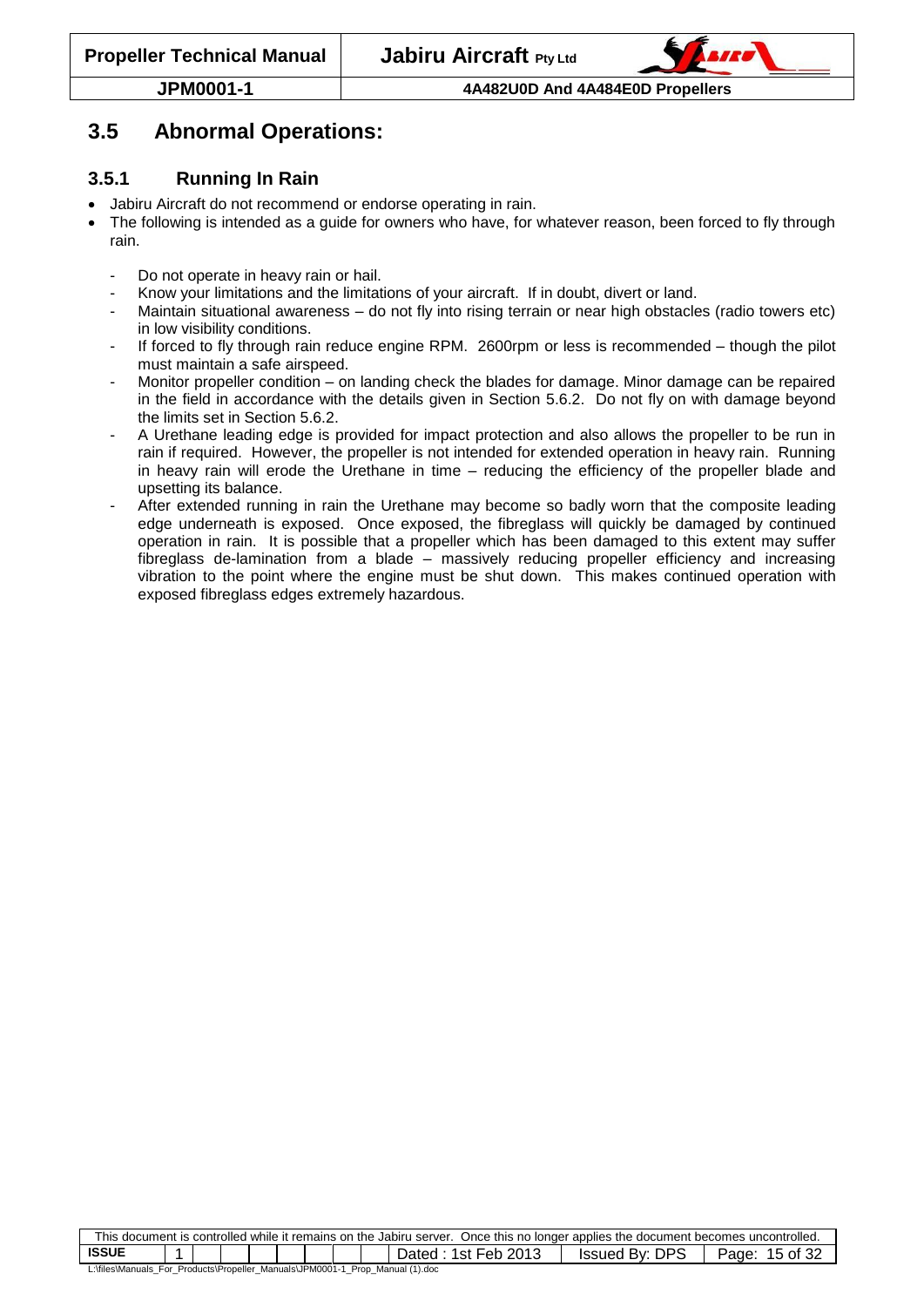## 3.5 Abnormal Operations:

### 3.5.1 Running In Rain

- Jabiru Aircraft do not recommend or endorse operating in rain.
- The following is intended as a guide for owners who have, for whatever reason, been forced to fly through rain.
  - Do not operate in heavy rain or hail.
  - Know your limitations and the limitations of your aircraft. If in doubt, divert or land.
  - Maintain situational awareness – do not fly into rising terrain or near high obstacles (radio towers etc) in low visibility conditions.
  - If forced to fly through rain reduce engine RPM. 2600rpm or less is recommended – though the pilot must maintain a safe airspeed.
  - Monitor propeller condition – on landing check the blades for damage. Minor damage can be repaired in the field in accordance with the details given in Section 5.6.2. Do not fly on with damage beyond the limits set in Section 5.6.2.
  - A Urethane leading edge is provided for impact protection and also allows the propeller to be run in rain if required. However, the propeller is not intended for extended operation in heavy rain. Running in heavy rain will erode the Urethane in time – reducing the efficiency of the propeller blade and upsetting its balance.
  - After extended running in rain the Urethane may become so badly worn that the composite leading edge underneath is exposed. Once exposed, the fibreglass will quickly be damaged by continued operation in rain. It is possible that a propeller which has been damaged to this extent may suffer fibreglass de-lamination from a blade – massively reducing propeller efficiency and increasing vibration to the point where the engine must be shut down. This makes continued operation with exposed fibreglass edges extremely hazardous.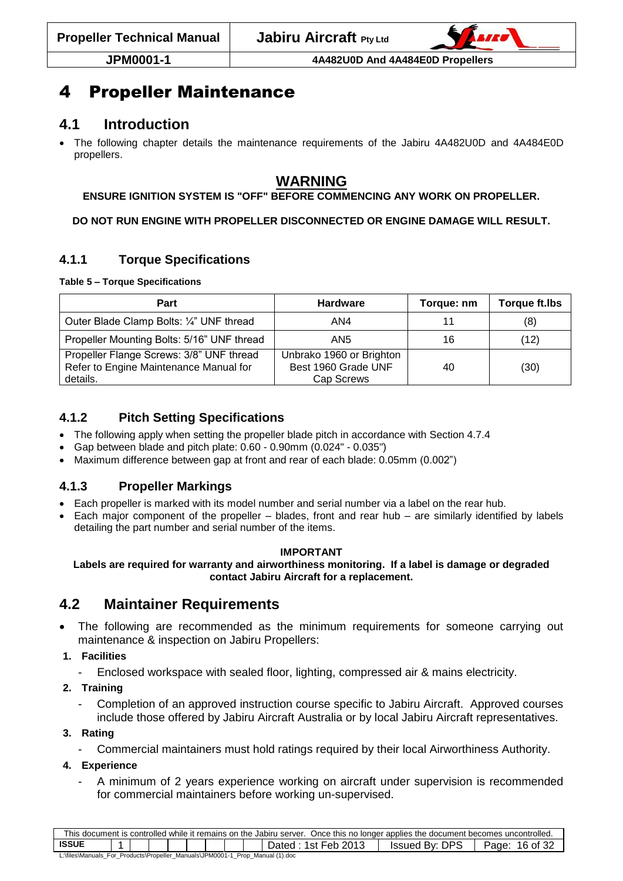# 4 Propeller Maintenance

## 4.1 Introduction

- The following chapter details the maintenance requirements of the Jabiru 4A482U0D and 4A484E0D propellers.

**WARNING**

**ENSURE IGNITION SYSTEM IS "OFF" BEFORE COMMENCING ANY WORK ON PROPELLER.**

**DO NOT RUN ENGINE WITH PROPELLER DISCONNECTED OR ENGINE DAMAGE WILL RESULT.**

### 4.1.1 Torque Specifications

**Table 5 – Torque Specifications**

| Part | Hardware | Torque: nm | Torque ft.lbs |
|---|---|---|---|
| Outer Blade Clamp Bolts: ¼" UNF thread | AN4 | 11 | (8) |
| Propeller Mounting Bolts: 5/16" UNF thread | AN5 | 16 | (12) |
| Propeller Flange Screws: 3/8" UNF thread Refer to Engine Maintenance Manual for details. | Unbrako 1960 or Brighton Best 1960 Grade UNF Cap Screws | 40 | (30) |

### 4.1.2 Pitch Setting Specifications

- The following apply when setting the propeller blade pitch in accordance with Section 4.7.4
- Gap between blade and pitch plate: 0.60 - 0.90mm (0.024" - 0.035")
- Maximum difference between gap at front and rear of each blade: 0.05mm (0.002")

### 4.1.3 Propeller Markings

- Each propeller is marked with its model number and serial number via a label on the rear hub.
- Each major component of the propeller – blades, front and rear hub – are similarly identified by labels detailing the part number and serial number of the items.

**IMPORTANT**

**Labels are required for warranty and airworthiness monitoring. If a label is damage or degraded contact Jabiru Aircraft for a replacement.**

## 4.2 Maintainer Requirements

- The following are recommended as the minimum requirements for someone carrying out maintenance & inspection on Jabiru Propellers:

1. **Facilities**
   - Enclosed workspace with sealed floor, lighting, compressed air & mains electricity.
2. **Training**
   - Completion of an approved instruction course specific to Jabiru Aircraft. Approved courses include those offered by Jabiru Aircraft Australia or by local Jabiru Aircraft representatives.
3. **Rating**
   - Commercial maintainers must hold ratings required by their local Airworthiness Authority.
4. **Experience**
   - A minimum of 2 years experience working on aircraft under supervision is recommended for commercial maintainers before working un-supervised.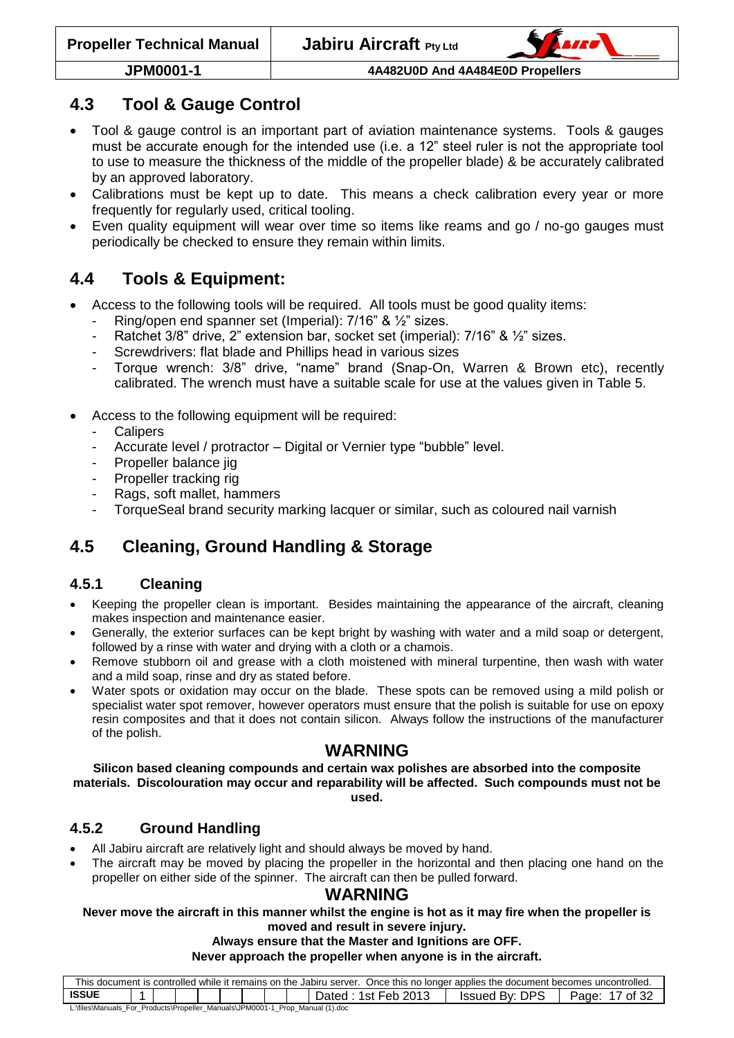## 4.3 Tool & Gauge Control

- Tool & gauge control is an important part of aviation maintenance systems. Tools & gauges must be accurate enough for the intended use (i.e. a 12" steel ruler is not the appropriate tool to use to measure the thickness of the middle of the propeller blade) & be accurately calibrated by an approved laboratory.
- Calibrations must be kept up to date. This means a check calibration every year or more frequently for regularly used, critical tooling.
- Even quality equipment will wear over time so items like reams and go / no-go gauges must periodically be checked to ensure they remain within limits.

## 4.4 Tools & Equipment:

- Access to the following tools will be required. All tools must be good quality items:
  - Ring/open end spanner set (Imperial): 7/16" & ½" sizes.
  - Ratchet 3/8" drive, 2" extension bar, socket set (imperial): 7/16" & ½" sizes.
  - Screwdrivers: flat blade and Phillips head in various sizes
  - Torque wrench: 3/8" drive, "name" brand (Snap-On, Warren & Brown etc), recently calibrated. The wrench must have a suitable scale for use at the values given in Table 5.
- Access to the following equipment will be required:
  - Calipers
  - Accurate level / protractor – Digital or Vernier type "bubble" level.
  - Propeller balance jig
  - Propeller tracking rig
  - Rags, soft mallet, hammers
  - TorqueSeal brand security marking lacquer or similar, such as coloured nail varnish

## 4.5 Cleaning, Ground Handling & Storage

### 4.5.1 Cleaning

- Keeping the propeller clean is important. Besides maintaining the appearance of the aircraft, cleaning makes inspection and maintenance easier.
- Generally, the exterior surfaces can be kept bright by washing with water and a mild soap or detergent, followed by a rinse with water and drying with a cloth or a chamois.
- Remove stubborn oil and grease with a cloth moistened with mineral turpentine, then wash with water and a mild soap, rinse and dry as stated before.
- Water spots or oxidation may occur on the blade. These spots can be removed using a mild polish or specialist water spot remover, however operators must ensure that the polish is suitable for use on epoxy resin composites and that it does not contain silicon. Always follow the instructions of the manufacturer of the polish.

**WARNING**

**Silicon based cleaning compounds and certain wax polishes are absorbed into the composite materials. Discolouration may occur and reparability will be affected. Such compounds must not be used.**

### 4.5.2 Ground Handling

- All Jabiru aircraft are relatively light and should always be moved by hand.
- The aircraft may be moved by placing the propeller in the horizontal and then placing one hand on the propeller on either side of the spinner. The aircraft can then be pulled forward.

**WARNING**

**Never move the aircraft in this manner whilst the engine is hot as it may fire when the propeller is moved and result in severe injury.**

**Always ensure that the Master and Ignitions are OFF.**

**Never approach the propeller when anyone is in the aircraft.**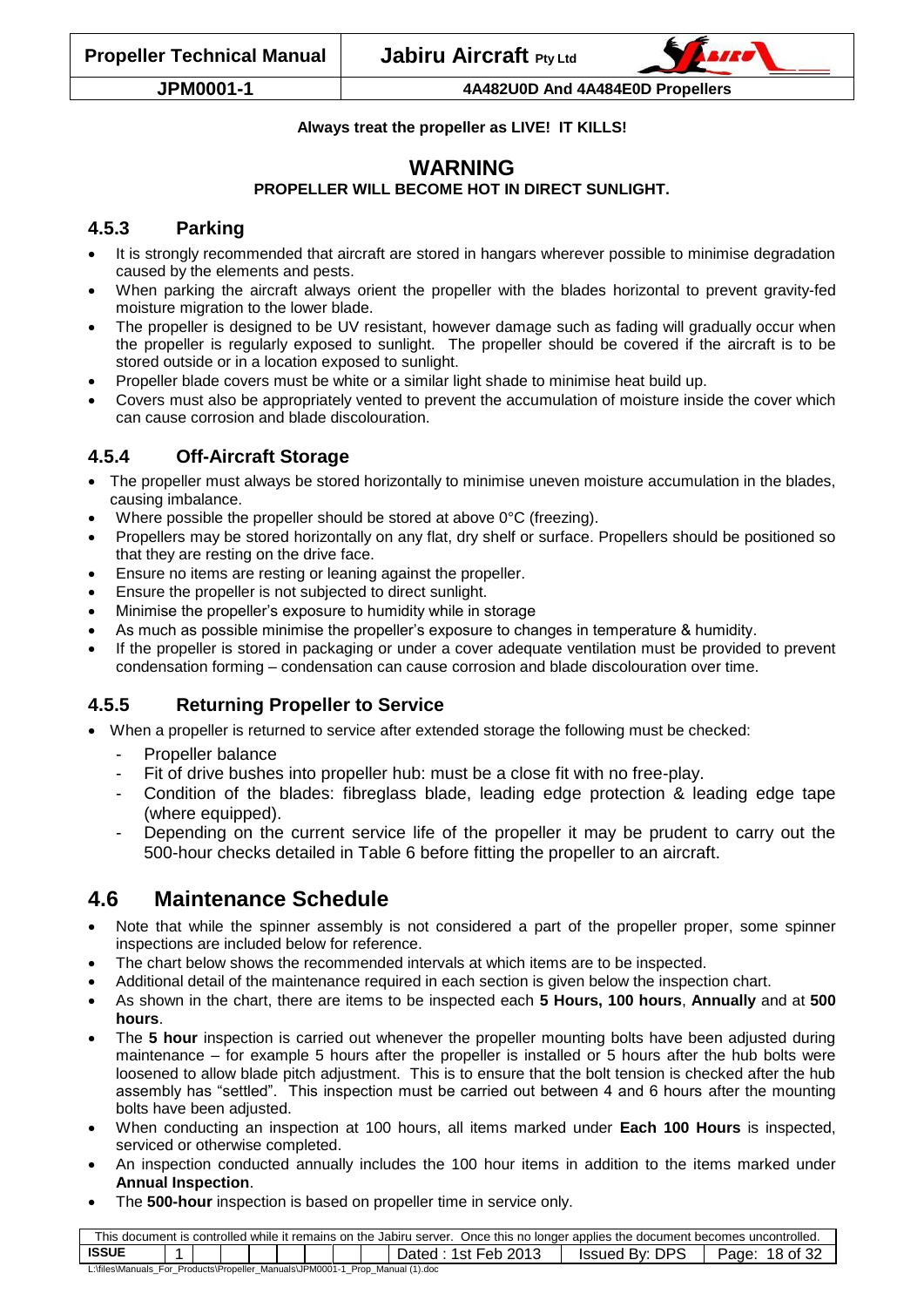**Always treat the propeller as LIVE! IT KILLS!**

## WARNING

**PROPELLER WILL BECOME HOT IN DIRECT SUNLIGHT.**

### 4.5.3 Parking

- It is strongly recommended that aircraft are stored in hangars wherever possible to minimise degradation caused by the elements and pests.
- When parking the aircraft always orient the propeller with the blades horizontal to prevent gravity-fed moisture migration to the lower blade.
- The propeller is designed to be UV resistant, however damage such as fading will gradually occur when the propeller is regularly exposed to sunlight. The propeller should be covered if the aircraft is to be stored outside or in a location exposed to sunlight.
- Propeller blade covers must be white or a similar light shade to minimise heat build up.
- Covers must also be appropriately vented to prevent the accumulation of moisture inside the cover which can cause corrosion and blade discolouration.

### 4.5.4 Off-Aircraft Storage

- The propeller must always be stored horizontally to minimise uneven moisture accumulation in the blades, causing imbalance.
- Where possible the propeller should be stored at above 0°C (freezing).
- Propellers may be stored horizontally on any flat, dry shelf or surface. Propellers should be positioned so that they are resting on the drive face.
- Ensure no items are resting or leaning against the propeller.
- Ensure the propeller is not subjected to direct sunlight.
- Minimise the propeller's exposure to humidity while in storage
- As much as possible minimise the propeller's exposure to changes in temperature & humidity.
- If the propeller is stored in packaging or under a cover adequate ventilation must be provided to prevent condensation forming – condensation can cause corrosion and blade discolouration over time.

### 4.5.5 Returning Propeller to Service

- When a propeller is returned to service after extended storage the following must be checked:
  - Propeller balance
  - Fit of drive bushes into propeller hub: must be a close fit with no free-play.
  - Condition of the blades: fibreglass blade, leading edge protection & leading edge tape (where equipped).
  - Depending on the current service life of the propeller it may be prudent to carry out the 500-hour checks detailed in Table 6 before fitting the propeller to an aircraft.

## 4.6 Maintenance Schedule

- Note that while the spinner assembly is not considered a part of the propeller proper, some spinner inspections are included below for reference.
- The chart below shows the recommended intervals at which items are to be inspected.
- Additional detail of the maintenance required in each section is given below the inspection chart.
- As shown in the chart, there are items to be inspected each **5 Hours, 100 hours**, **Annually** and at **500 hours**.
- The **5 hour** inspection is carried out whenever the propeller mounting bolts have been adjusted during maintenance – for example 5 hours after the propeller is installed or 5 hours after the hub bolts were loosened to allow blade pitch adjustment. This is to ensure that the bolt tension is checked after the hub assembly has "settled". This inspection must be carried out between 4 and 6 hours after the mounting bolts have been adjusted.
- When conducting an inspection at 100 hours, all items marked under **Each 100 Hours** is inspected, serviced or otherwise completed.
- An inspection conducted annually includes the 100 hour items in addition to the items marked under **Annual Inspection**.
- The **500-hour** inspection is based on propeller time in service only.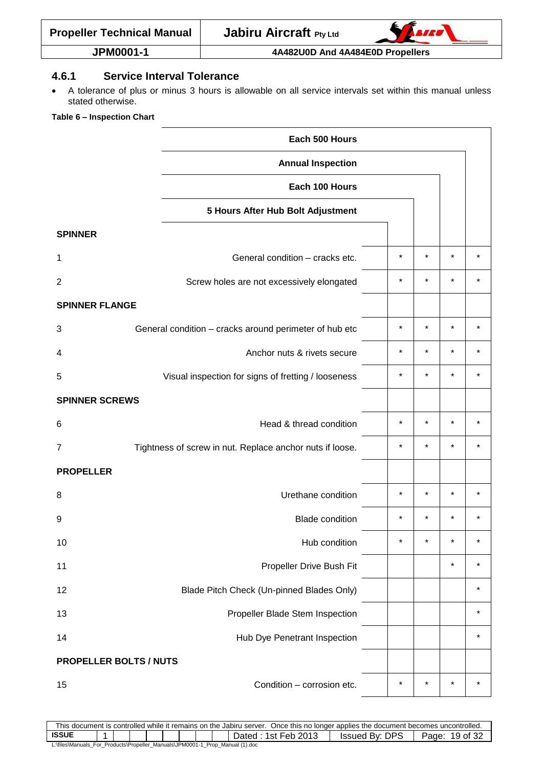### 4.6.1 Service Interval Tolerance

- A tolerance of plus or minus 3 hours is allowable on all service intervals set within this manual unless stated otherwise.

**Table 6 – Inspection Chart**

| | | 5 Hours After Hub Bolt Adjustment | Each 100 Hours | Annual Inspection | Each 500 Hours |
|---|---|---|---|---|---|
| **SPINNER** | | | | | |
| 1 | General condition – cracks etc. | * | * | * | * |
| 2 | Screw holes are not excessively elongated | * | * | * | * |
| **SPINNER FLANGE** | | | | | |
| 3 | General condition – cracks around perimeter of hub etc | * | * | * | * |
| 4 | Anchor nuts & rivets secure | * | * | * | * |
| 5 | Visual inspection for signs of fretting / looseness | * | * | * | * |
| **SPINNER SCREWS** | | | | | |
| 6 | Head & thread condition | * | * | * | * |
| 7 | Tightness of screw in nut. Replace anchor nuts if loose. | * | * | * | * |
| **PROPELLER** | | | | | |
| 8 | Urethane condition | * | * | * | * |
| 9 | Blade condition | * | * | * | * |
| 10 | Hub condition | * | * | * | * |
| 11 | Propeller Drive Bush Fit | | | * | * |
| 12 | Blade Pitch Check (Un-pinned Blades Only) | | | | * |
| 13 | Propeller Blade Stem Inspection | | | | * |
| 14 | Hub Dye Penetrant Inspection | | | | * |
| **PROPELLER BOLTS / NUTS** | | | | | |
| 15 | Condition – corrosion etc. | * | * | * | * |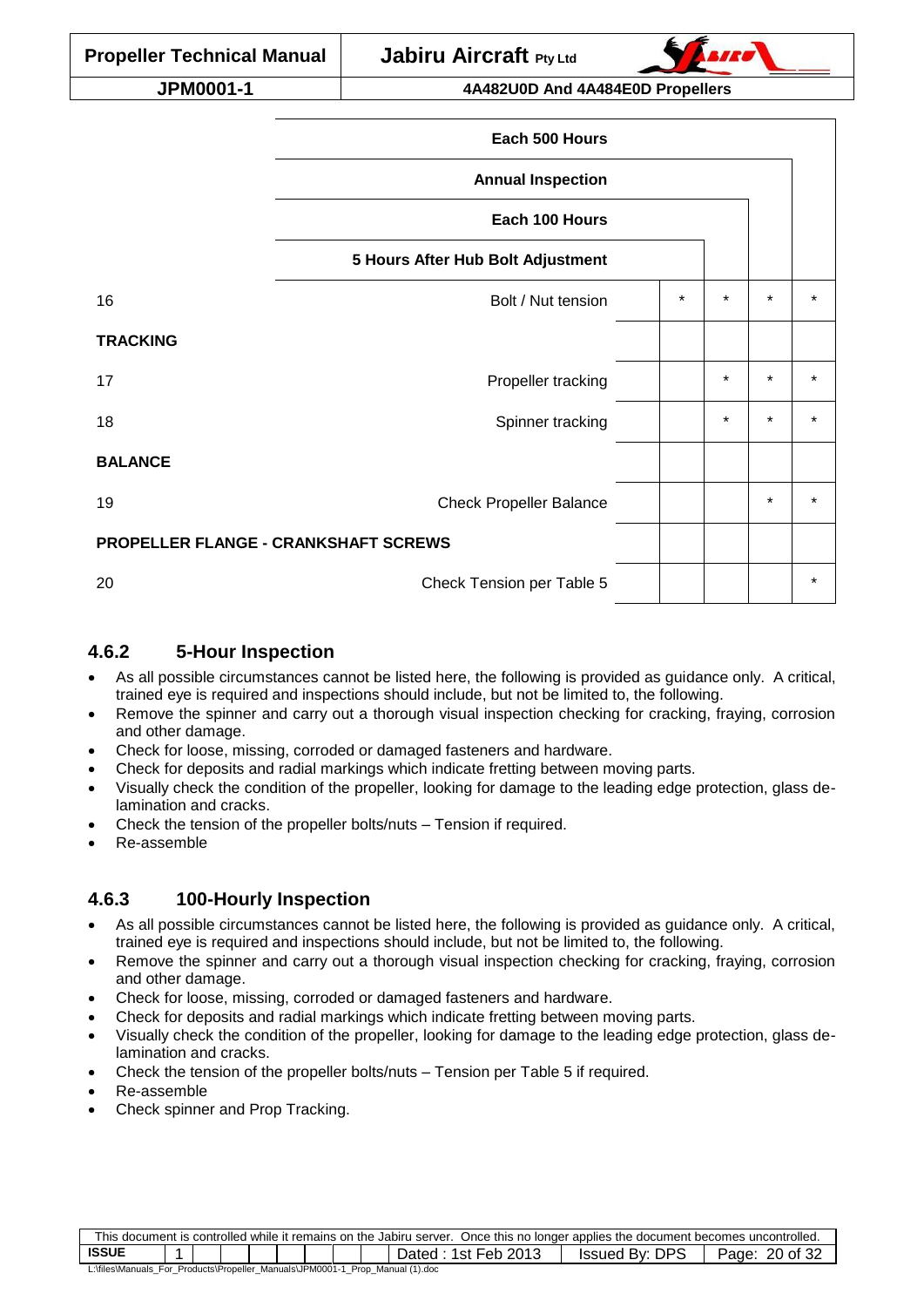| | | 5 Hours After Hub Bolt Adjustment | Each 100 Hours | Annual Inspection | Each 500 Hours |
|---|---|---|---|---|---|
| 16 | Bolt / Nut tension | * | * | * | * |
| **TRACKING** | | | | | |
| 17 | Propeller tracking | | * | * | * |
| 18 | Spinner tracking | | * | * | * |
| **BALANCE** | | | | | |
| 19 | Check Propeller Balance | | | * | * |
| **PROPELLER FLANGE - CRANKSHAFT SCREWS** | | | | | |
| 20 | Check Tension per Table 5 | | | | * |

### 4.6.2 5-Hour Inspection

- As all possible circumstances cannot be listed here, the following is provided as guidance only. A critical, trained eye is required and inspections should include, but not be limited to, the following.
- Remove the spinner and carry out a thorough visual inspection checking for cracking, fraying, corrosion and other damage.
- Check for loose, missing, corroded or damaged fasteners and hardware.
- Check for deposits and radial markings which indicate fretting between moving parts.
- Visually check the condition of the propeller, looking for damage to the leading edge protection, glass de-lamination and cracks.
- Check the tension of the propeller bolts/nuts – Tension if required.
- Re-assemble

### 4.6.3 100-Hourly Inspection

- As all possible circumstances cannot be listed here, the following is provided as guidance only. A critical, trained eye is required and inspections should include, but not be limited to, the following.
- Remove the spinner and carry out a thorough visual inspection checking for cracking, fraying, corrosion and other damage.
- Check for loose, missing, corroded or damaged fasteners and hardware.
- Check for deposits and radial markings which indicate fretting between moving parts.
- Visually check the condition of the propeller, looking for damage to the leading edge protection, glass de-lamination and cracks.
- Check the tension of the propeller bolts/nuts – Tension per Table 5 if required.
- Re-assemble
- Check spinner and Prop Tracking.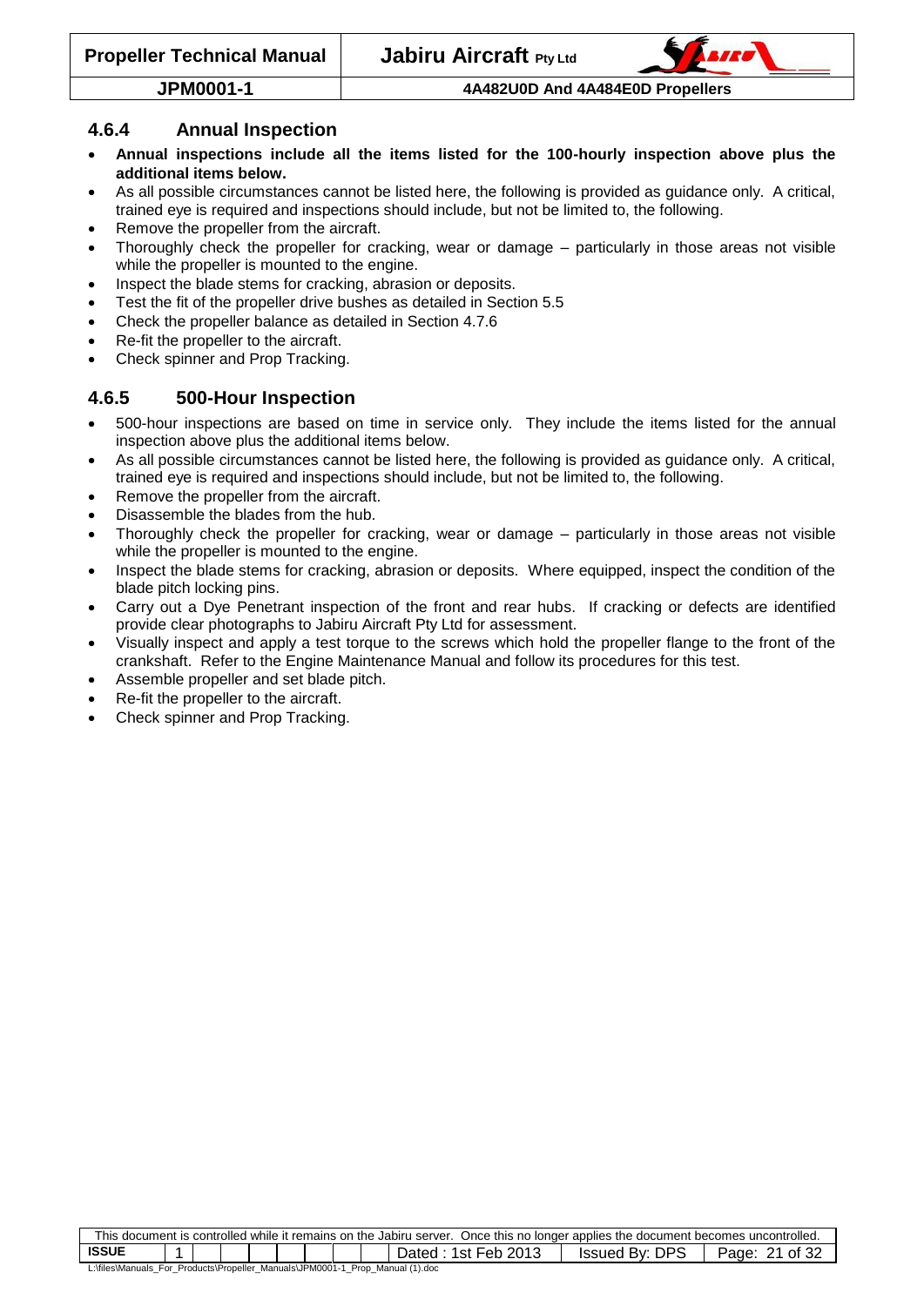### 4.6.4 Annual Inspection

- **Annual inspections include all the items listed for the 100-hourly inspection above plus the additional items below.**
- As all possible circumstances cannot be listed here, the following is provided as guidance only. A critical, trained eye is required and inspections should include, but not be limited to, the following.
- Remove the propeller from the aircraft.
- Thoroughly check the propeller for cracking, wear or damage – particularly in those areas not visible while the propeller is mounted to the engine.
- Inspect the blade stems for cracking, abrasion or deposits.
- Test the fit of the propeller drive bushes as detailed in Section 5.5
- Check the propeller balance as detailed in Section 4.7.6
- Re-fit the propeller to the aircraft.
- Check spinner and Prop Tracking.

### 4.6.5 500-Hour Inspection

- 500-hour inspections are based on time in service only. They include the items listed for the annual inspection above plus the additional items below.
- As all possible circumstances cannot be listed here, the following is provided as guidance only. A critical, trained eye is required and inspections should include, but not be limited to, the following.
- Remove the propeller from the aircraft.
- Disassemble the blades from the hub.
- Thoroughly check the propeller for cracking, wear or damage – particularly in those areas not visible while the propeller is mounted to the engine.
- Inspect the blade stems for cracking, abrasion or deposits. Where equipped, inspect the condition of the blade pitch locking pins.
- Carry out a Dye Penetrant inspection of the front and rear hubs. If cracking or defects are identified provide clear photographs to Jabiru Aircraft Pty Ltd for assessment.
- Visually inspect and apply a test torque to the screws which hold the propeller flange to the front of the crankshaft. Refer to the Engine Maintenance Manual and follow its procedures for this test.
- Assemble propeller and set blade pitch.
- Re-fit the propeller to the aircraft.
- Check spinner and Prop Tracking.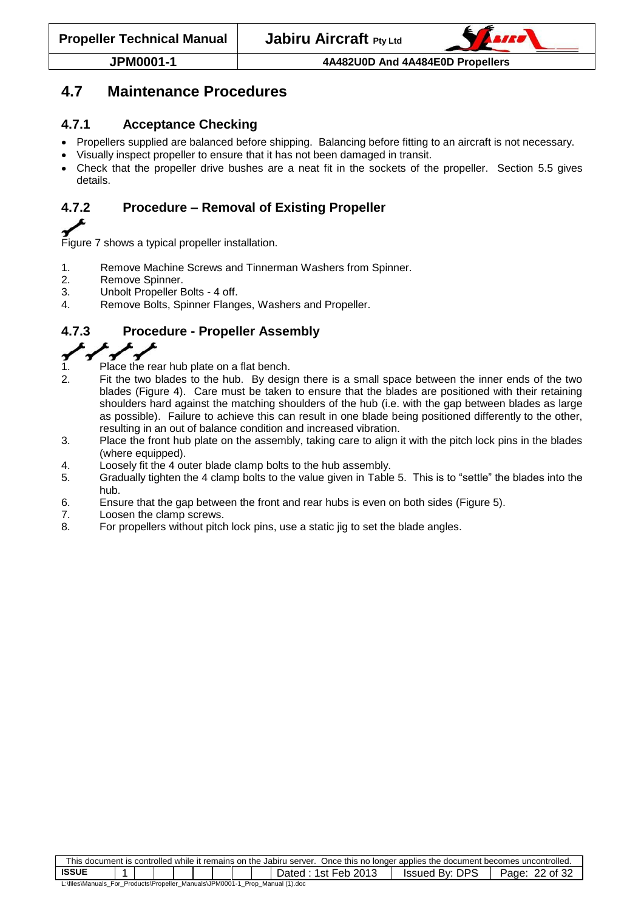## 4.7 Maintenance Procedures

### 4.7.1 Acceptance Checking

- Propellers supplied are balanced before shipping. Balancing before fitting to an aircraft is not necessary.
- Visually inspect propeller to ensure that it has not been damaged in transit.
- Check that the propeller drive bushes are a neat fit in the sockets of the propeller. Section 5.5 gives details.

### 4.7.2 Procedure – Removal of Existing Propeller

Figure 7 shows a typical propeller installation.

1. Remove Machine Screws and Tinnerman Washers from Spinner.
2. Remove Spinner.
3. Unbolt Propeller Bolts - 4 off.
4. Remove Bolts, Spinner Flanges, Washers and Propeller.

### 4.7.3 Procedure - Propeller Assembly

1. Place the rear hub plate on a flat bench.
2. Fit the two blades to the hub. By design there is a small space between the inner ends of the two blades (Figure 4). Care must be taken to ensure that the blades are positioned with their retaining shoulders hard against the matching shoulders of the hub (i.e. with the gap between blades as large as possible). Failure to achieve this can result in one blade being positioned differently to the other, resulting in an out of balance condition and increased vibration.
3. Place the front hub plate on the assembly, taking care to align it with the pitch lock pins in the blades (where equipped).
4. Loosely fit the 4 outer blade clamp bolts to the hub assembly.
5. Gradually tighten the 4 clamp bolts to the value given in Table 5. This is to "settle" the blades into the hub.
6. Ensure that the gap between the front and rear hubs is even on both sides (Figure 5).
7. Loosen the clamp screws.
8. For propellers without pitch lock pins, use a static jig to set the blade angles.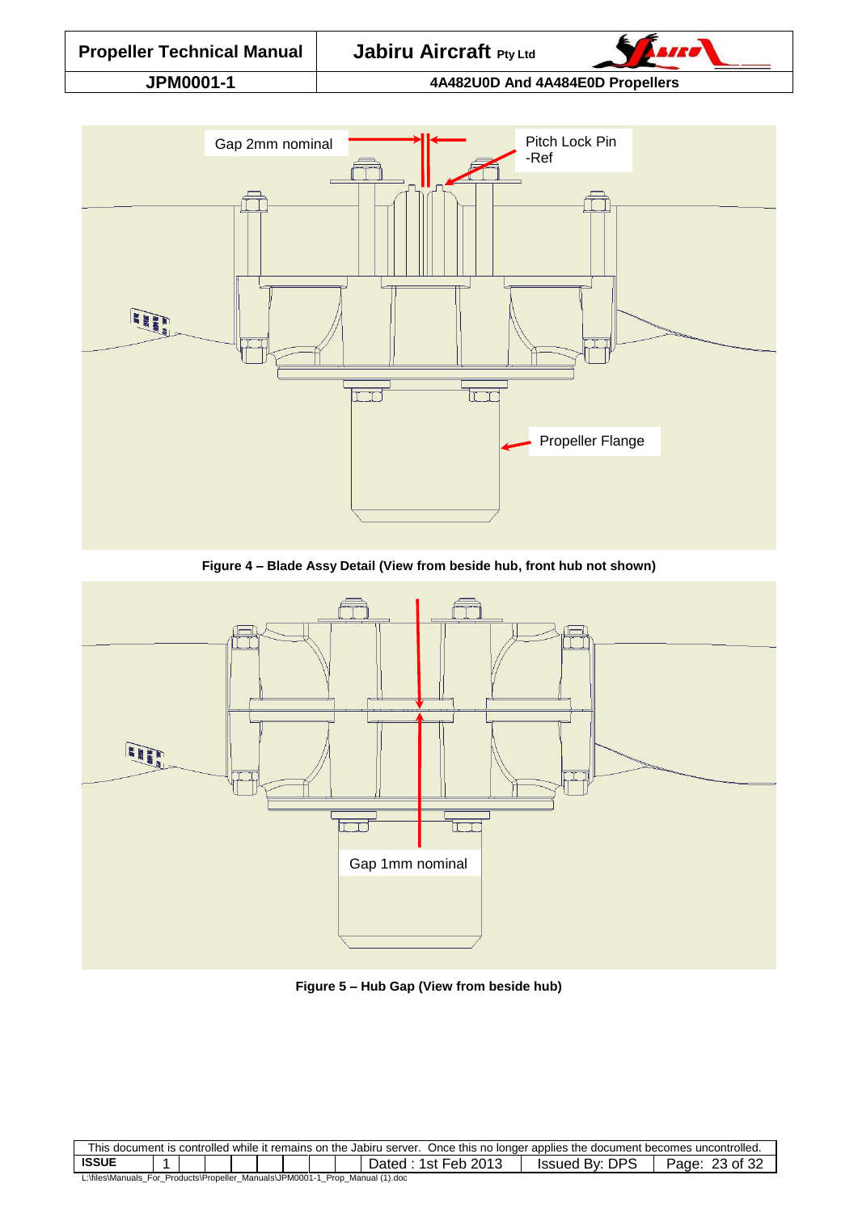Gap 2mm nominal

Pitch Lock Pin -Ref

Propeller Flange

**Figure 4 – Blade Assy Detail (View from beside hub, front hub not shown)**

Gap 1mm nominal

**Figure 5 – Hub Gap (View from beside hub)**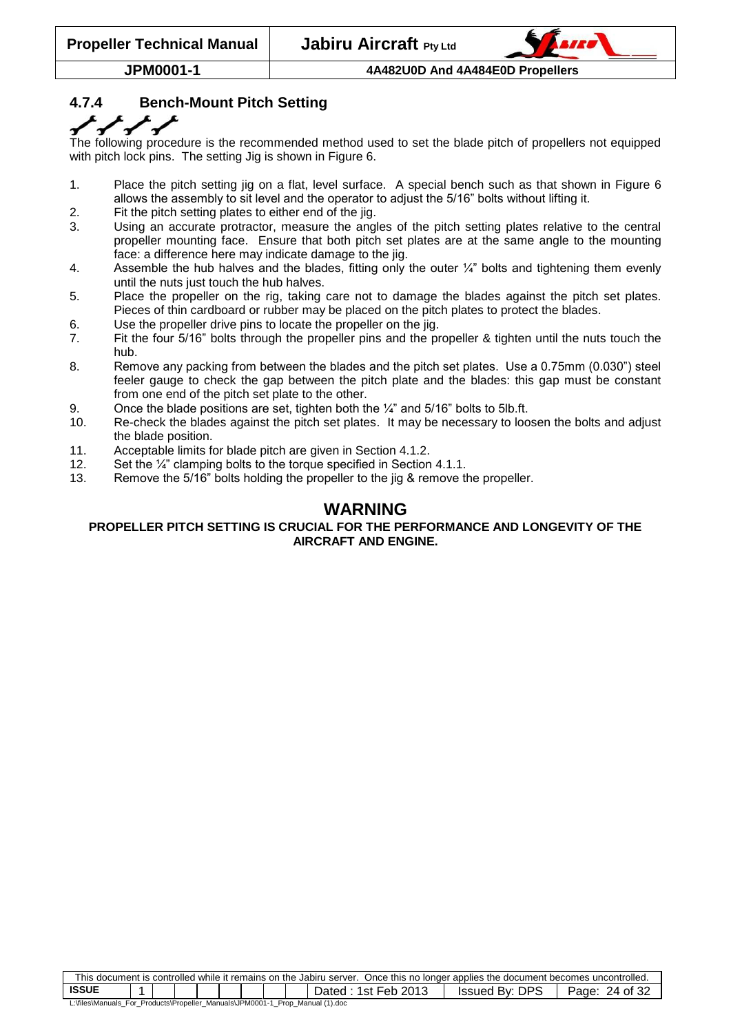### 4.7.4 Bench-Mount Pitch Setting

The following procedure is the recommended method used to set the blade pitch of propellers not equipped with pitch lock pins. The setting Jig is shown in Figure 6.

1. Place the pitch setting jig on a flat, level surface. A special bench such as that shown in Figure 6 allows the assembly to sit level and the operator to adjust the 5/16" bolts without lifting it.
2. Fit the pitch setting plates to either end of the jig.
3. Using an accurate protractor, measure the angles of the pitch setting plates relative to the central propeller mounting face. Ensure that both pitch set plates are at the same angle to the mounting face: a difference here may indicate damage to the jig.
4. Assemble the hub halves and the blades, fitting only the outer ¼" bolts and tightening them evenly until the nuts just touch the hub halves.
5. Place the propeller on the rig, taking care not to damage the blades against the pitch set plates. Pieces of thin cardboard or rubber may be placed on the pitch plates to protect the blades.
6. Use the propeller drive pins to locate the propeller on the jig.
7. Fit the four 5/16" bolts through the propeller pins and the propeller & tighten until the nuts touch the hub.
8. Remove any packing from between the blades and the pitch set plates. Use a 0.75mm (0.030") steel feeler gauge to check the gap between the pitch plate and the blades: this gap must be constant from one end of the pitch set plate to the other.
9. Once the blade positions are set, tighten both the ¼" and 5/16" bolts to 5lb.ft.
10. Re-check the blades against the pitch set plates. It may be necessary to loosen the bolts and adjust the blade position.
11. Acceptable limits for blade pitch are given in Section 4.1.2.
12. Set the ¼" clamping bolts to the torque specified in Section 4.1.1.
13. Remove the 5/16" bolts holding the propeller to the jig & remove the propeller.

## WARNING

**PROPELLER PITCH SETTING IS CRUCIAL FOR THE PERFORMANCE AND LONGEVITY OF THE AIRCRAFT AND ENGINE.**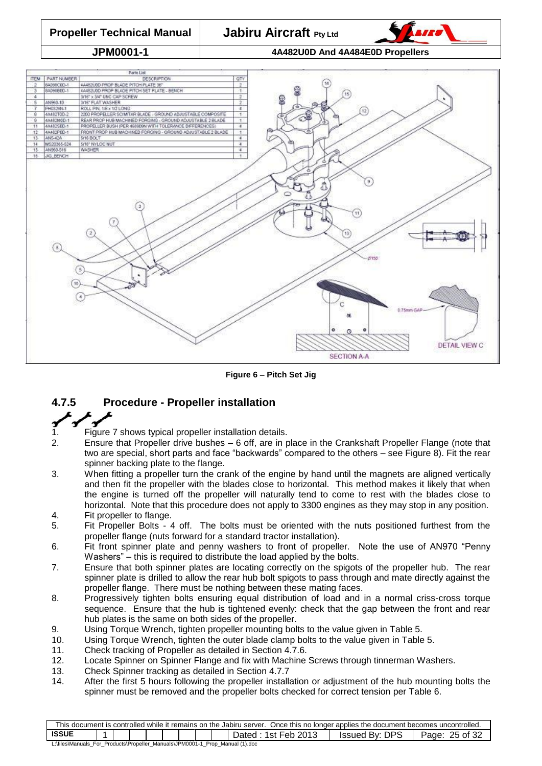| ITEM | PART NUMBER | DESCRIPTION | QTY |
|---|---|---|---|
| 2 | 8A099C0D-1 | 4A482U0D PROP BLADE PITCH PLATE 36° | 2 |
| 3 | 8A099B0D-1 | 4A482U0D PROP BLADE PITCH SET PLATE - BENCH | 1 |
| 4 | | 3/16" x 3/4" UNC CAP SCREW | 2 |
| 5 | AN960-10 | 3/16" FLAT WASHER | 2 |
| 7 | PH0329N-1 | ROLL PIN 1/8 x 1/2 LONG | 4 |
| 8 | 4A482T0D-2 | 2200 PROPELLER SCIMITAR BLADE - GROUND ADJUSTABLE COMPOSITE | 1 |
| 9 | 4A482M0D-1 | REAR PROP HUB MACHINED FORGING - GROUND ADJUSTABLE 2 BLADE | 1 |
| 11 | 4A482S0D-1 | PROPELLER BUSH (PER 4S8809N WITH TOLERANCE DIFFERENCES) | 4 |
| 12 | 4A482P0D-1 | FRONT PROP HUB MACHINED FORGING - GROUND ADJUSTABLE 2 BLADE | 1 |
| 13 | AN5-42A | 5/16 BOLT | 4 |
| 14 | MS20365-524 | 5/16" NYLOC NUT | 4 |
| 15 | AN960-516 | WASHER | 4 |
| 16 | JIG_BENCH | | 1 |

**Figure 6 – Pitch Set Jig**

### 4.7.5 Procedure - Propeller installation

1. Figure 7 shows typical propeller installation details.
2. Ensure that Propeller drive bushes – 6 off, are in place in the Crankshaft Propeller Flange (note that two are special, short parts and face "backwards" compared to the others – see Figure 8). Fit the rear spinner backing plate to the flange.
3. When fitting a propeller turn the crank of the engine by hand until the magnets are aligned vertically and then fit the propeller with the blades close to horizontal. This method makes it likely that when the engine is turned off the propeller will naturally tend to come to rest with the blades close to horizontal. Note that this procedure does not apply to 3300 engines as they may stop in any position.
4. Fit propeller to flange.
5. Fit Propeller Bolts - 4 off. The bolts must be oriented with the nuts positioned furthest from the propeller flange (nuts forward for a standard tractor installation).
6. Fit front spinner plate and penny washers to front of propeller. Note the use of AN970 "Penny Washers" – this is required to distribute the load applied by the bolts.
7. Ensure that both spinner plates are locating correctly on the spigots of the propeller hub. The rear spinner plate is drilled to allow the rear hub bolt spigots to pass through and mate directly against the propeller flange. There must be nothing between these mating faces.
8. Progressively tighten bolts ensuring equal distribution of load and in a normal criss-cross torque sequence. Ensure that the hub is tightened evenly: check that the gap between the front and rear hub plates is the same on both sides of the propeller.
9. Using Torque Wrench, tighten propeller mounting bolts to the value given in Table 5.
10. Using Torque Wrench, tighten the outer blade clamp bolts to the value given in Table 5.
11. Check tracking of Propeller as detailed in Section 4.7.6.
12. Locate Spinner on Spinner Flange and fix with Machine Screws through tinnerman Washers.
13. Check Spinner tracking as detailed in Section 4.7.7
14. After the first 5 hours following the propeller installation or adjustment of the hub mounting bolts the spinner must be removed and the propeller bolts checked for correct tension per Table 6.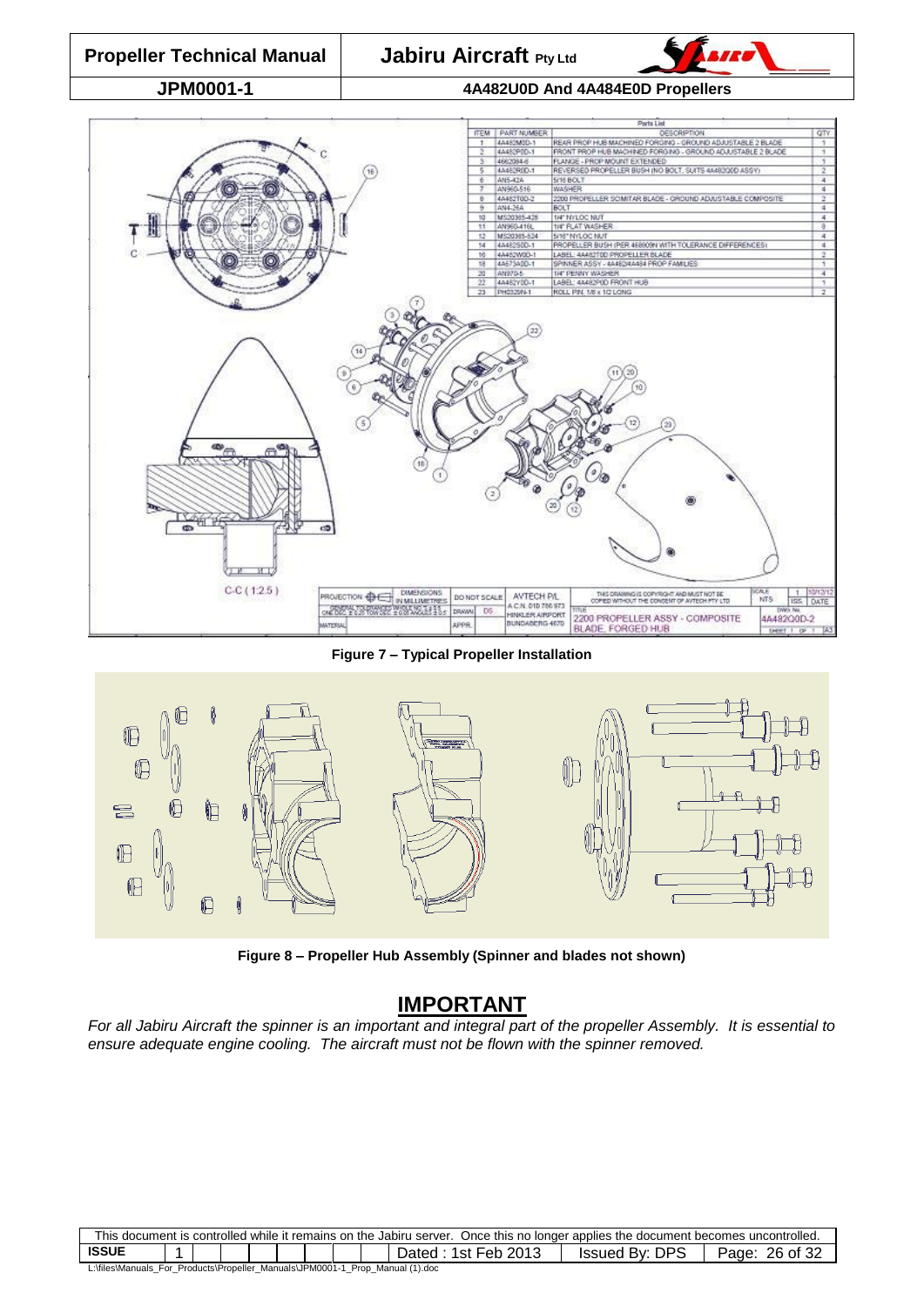| ITEM | PART NUMBER | DESCRIPTION | QTY |
|---|---|---|---|
| 1 | 4A482M0D-1 | REAR PROP HUB MACHINED FORGING - GROUND ADJUSTABLE 2 BLADE | 1 |
| 2 | 4A482P0D-1 | FRONT PROP HUB MACHINED FORGING - GROUND ADJUSTABLE 2 BLADE | 1 |
| 3 | 4662084-6 | FLANGE - PROP MOUNT EXTENDED | 1 |
| 5 | 4A482R0D-1 | REVERSED PROPELLER BUSH (NO BOLT, SUITS 4A482Q0D ASSY) | 2 |
| 6 | AN5-42A | 5/16 BOLT | 4 |
| 7 | AN960-516 | WASHER | 4 |
| 8 | 4A482T0D-2 | 2200 PROPELLER SCIMITAR BLADE - GROUND ADJUSTABLE COMPOSITE | 2 |
| 9 | AN4-26A | BOLT | 4 |
| 10 | MS20365-428 | 1/4" NYLOC NUT | 4 |
| 11 | AN960-416L | 1/4" FLAT WASHER | 8 |
| 12 | MS20365-524 | 5/16" NYLOC NUT | 4 |
| 14 | 4A482S0D-1 | PROPELLER BUSH (PER 468909N WITH TOLERANCE DIFFERENCES) | 4 |
| 16 | 4A482W0D-1 | LABEL: 4A482T0D PROPELLER BLADE | 2 |
| 18 | 4A673A0D-1 | SPINNER ASSY - 4A482/4A484 PROP FAMILIES | 1 |
| 20 | AN970-5 | 1/4" PENNY WASHER | 4 |
| 22 | 4A482Y0D-1 | LABEL: 4A482P0D FRONT HUB | 1 |
| 23 | PH0325F4-1 | ROLL PIN 1/8 x 1/2 LONG | 2 |

**Figure 7 – Typical Propeller Installation**

**Figure 8 – Propeller Hub Assembly (Spinner and blades not shown)**

## IMPORTANT

*For all Jabiru Aircraft the spinner is an important and integral part of the propeller Assembly. It is essential to ensure adequate engine cooling. The aircraft must not be flown with the spinner removed.*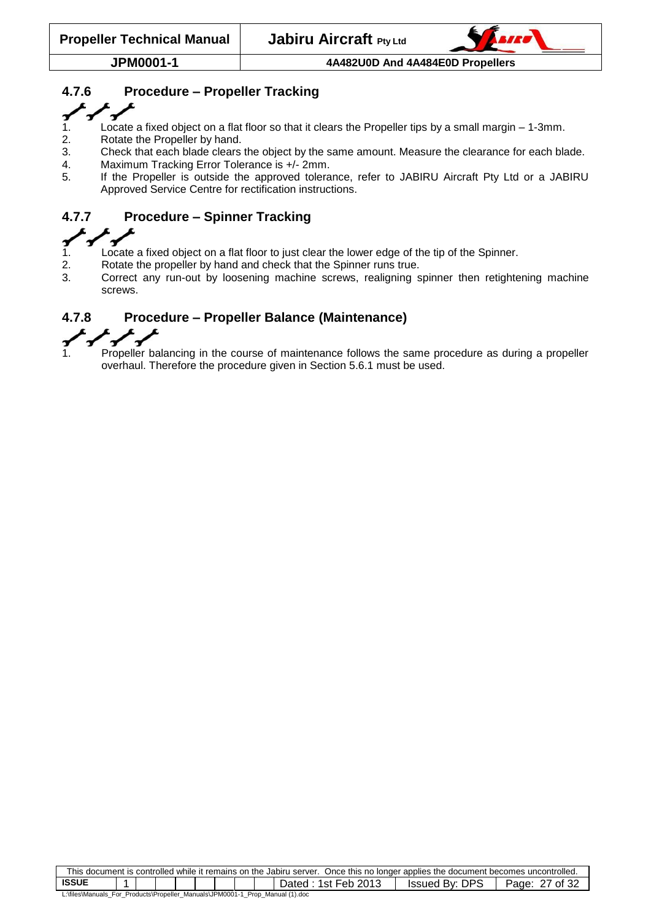### 4.7.6 Procedure – Propeller Tracking

1. Locate a fixed object on a flat floor so that it clears the Propeller tips by a small margin – 1-3mm.
2. Rotate the Propeller by hand.
3. Check that each blade clears the object by the same amount. Measure the clearance for each blade.
4. Maximum Tracking Error Tolerance is +/- 2mm.
5. If the Propeller is outside the approved tolerance, refer to JABIRU Aircraft Pty Ltd or a JABIRU Approved Service Centre for rectification instructions.

### 4.7.7 Procedure – Spinner Tracking

1. Locate a fixed object on a flat floor to just clear the lower edge of the tip of the Spinner.
2. Rotate the propeller by hand and check that the Spinner runs true.
3. Correct any run-out by loosening machine screws, realigning spinner then retightening machine screws.

### 4.7.8 Procedure – Propeller Balance (Maintenance)

1. Propeller balancing in the course of maintenance follows the same procedure as during a propeller overhaul. Therefore the procedure given in Section 5.6.1 must be used.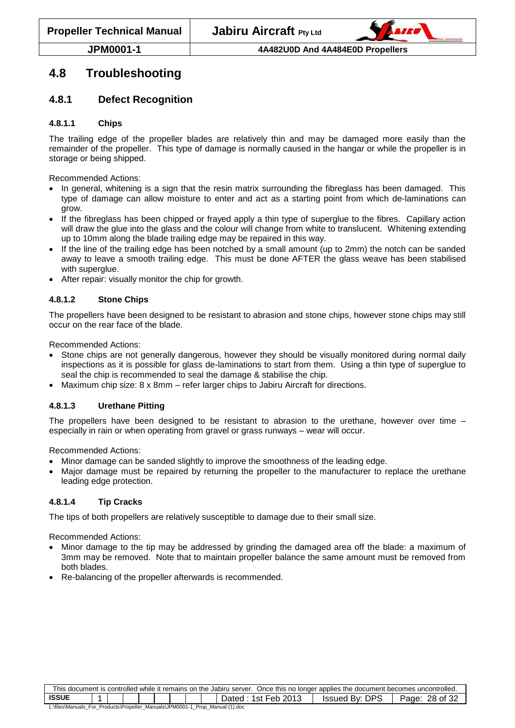# 4.8 Troubleshooting

## 4.8.1 Defect Recognition

### 4.8.1.1 Chips

The trailing edge of the propeller blades are relatively thin and may be damaged more easily than the remainder of the propeller. This type of damage is normally caused in the hangar or while the propeller is in storage or being shipped.

Recommended Actions:

- In general, whitening is a sign that the resin matrix surrounding the fibreglass has been damaged. This type of damage can allow moisture to enter and act as a starting point from which de-laminations can grow.
- If the fibreglass has been chipped or frayed apply a thin type of superglue to the fibres. Capillary action will draw the glue into the glass and the colour will change from white to translucent. Whitening extending up to 10mm along the blade trailing edge may be repaired in this way.
- If the line of the trailing edge has been notched by a small amount (up to 2mm) the notch can be sanded away to leave a smooth trailing edge. This must be done AFTER the glass weave has been stabilised with superglue.
- After repair: visually monitor the chip for growth.

### 4.8.1.2 Stone Chips

The propellers have been designed to be resistant to abrasion and stone chips, however stone chips may still occur on the rear face of the blade.

Recommended Actions:

- Stone chips are not generally dangerous, however they should be visually monitored during normal daily inspections as it is possible for glass de-laminations to start from them. Using a thin type of superglue to seal the chip is recommended to seal the damage & stabilise the chip.
- Maximum chip size: 8 x 8mm – refer larger chips to Jabiru Aircraft for directions.

### 4.8.1.3 Urethane Pitting

The propellers have been designed to be resistant to abrasion to the urethane, however over time – especially in rain or when operating from gravel or grass runways – wear will occur.

Recommended Actions:

- Minor damage can be sanded slightly to improve the smoothness of the leading edge.
- Major damage must be repaired by returning the propeller to the manufacturer to replace the urethane leading edge protection.

### 4.8.1.4 Tip Cracks

The tips of both propellers are relatively susceptible to damage due to their small size.

Recommended Actions:

- Minor damage to the tip may be addressed by grinding the damaged area off the blade: a maximum of 3mm may be removed. Note that to maintain propeller balance the same amount must be removed from both blades.
- Re-balancing of the propeller afterwards is recommended.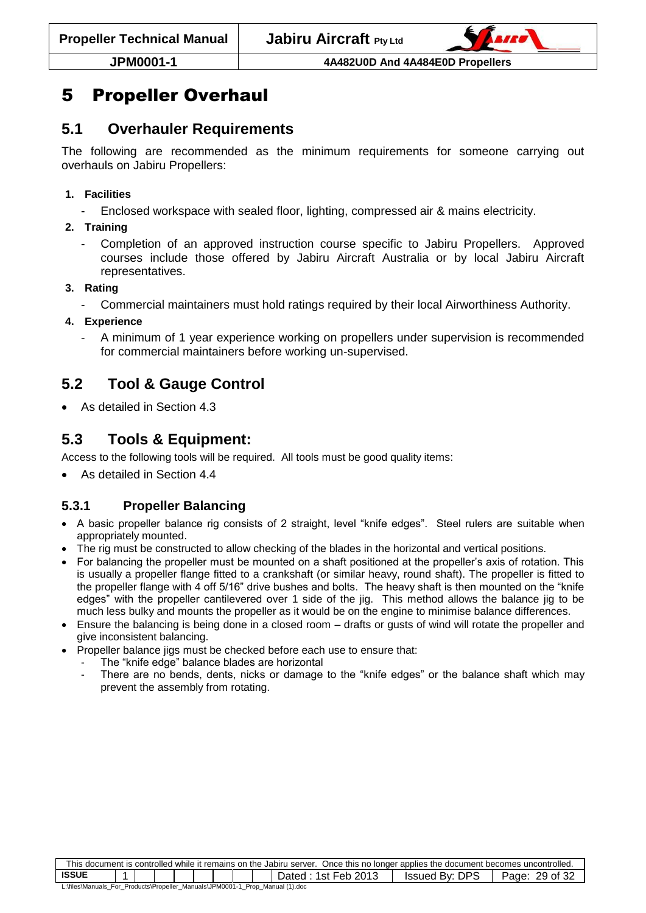# 5 Propeller Overhaul

## 5.1 Overhauler Requirements

The following are recommended as the minimum requirements for someone carrying out overhauls on Jabiru Propellers:

1. **Facilities**
   - Enclosed workspace with sealed floor, lighting, compressed air & mains electricity.
2. **Training**
   - Completion of an approved instruction course specific to Jabiru Propellers. Approved courses include those offered by Jabiru Aircraft Australia or by local Jabiru Aircraft representatives.
3. **Rating**
   - Commercial maintainers must hold ratings required by their local Airworthiness Authority.
4. **Experience**
   - A minimum of 1 year experience working on propellers under supervision is recommended for commercial maintainers before working un-supervised.

## 5.2 Tool & Gauge Control

- As detailed in Section 4.3

## 5.3 Tools & Equipment:

Access to the following tools will be required. All tools must be good quality items:

- As detailed in Section 4.4

### 5.3.1 Propeller Balancing

- A basic propeller balance rig consists of 2 straight, level "knife edges". Steel rulers are suitable when appropriately mounted.
- The rig must be constructed to allow checking of the blades in the horizontal and vertical positions.
- For balancing the propeller must be mounted on a shaft positioned at the propeller's axis of rotation. This is usually a propeller flange fitted to a crankshaft (or similar heavy, round shaft). The propeller is fitted to the propeller flange with 4 off 5/16" drive bushes and bolts. The heavy shaft is then mounted on the "knife edges" with the propeller cantilevered over 1 side of the jig. This method allows the balance jig to be much less bulky and mounts the propeller as it would be on the engine to minimise balance differences.
- Ensure the balancing is being done in a closed room – drafts or gusts of wind will rotate the propeller and give inconsistent balancing.
- Propeller balance jigs must be checked before each use to ensure that:
  - The "knife edge" balance blades are horizontal
  - There are no bends, dents, nicks or damage to the "knife edges" or the balance shaft which may prevent the assembly from rotating.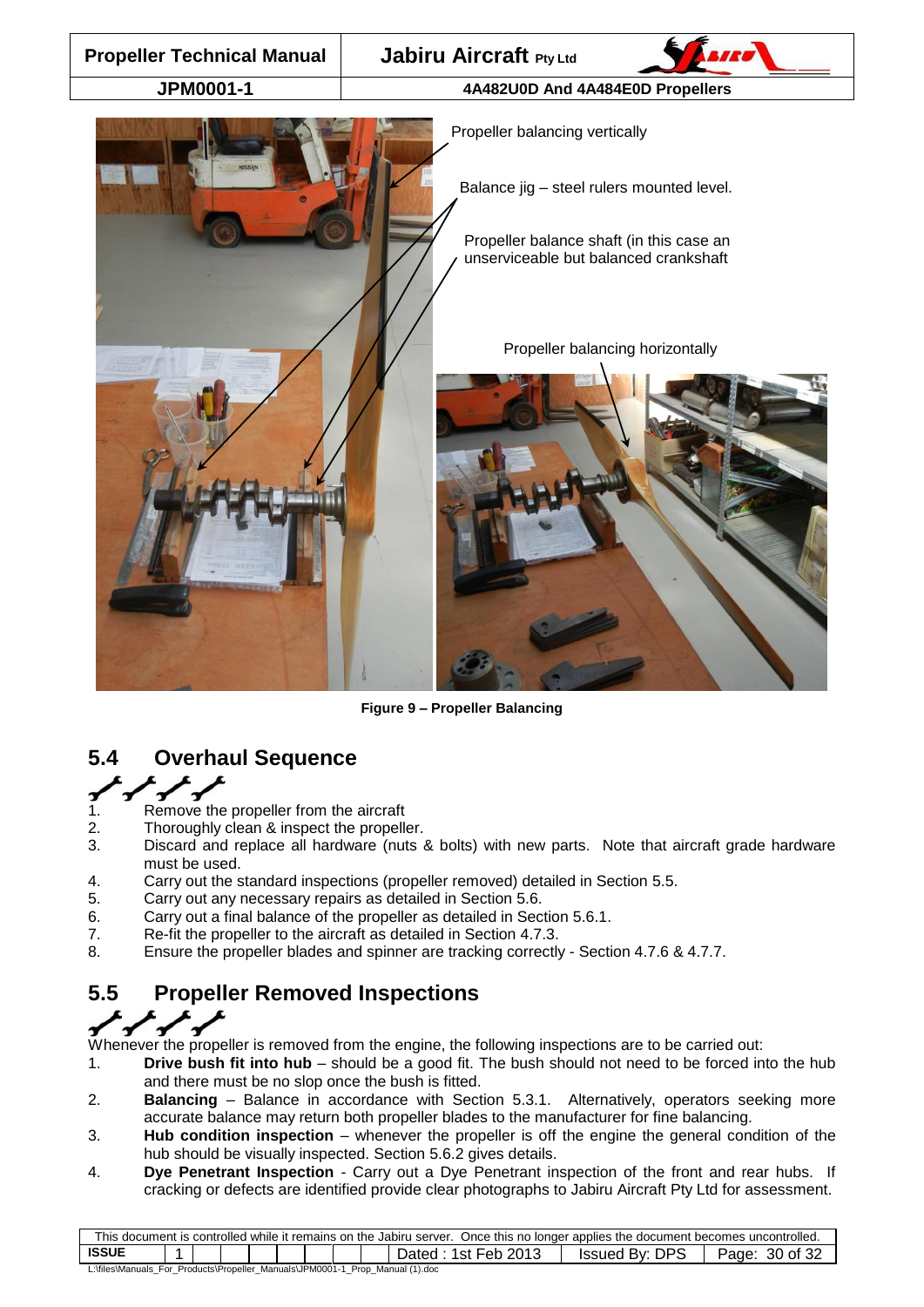Propeller balancing vertically

Balance jig – steel rulers mounted level.

Propeller balance shaft (in this case an unserviceable but balanced crankshaft

Propeller balancing horizontally

**Figure 9 – Propeller Balancing**

## 5.4 Overhaul Sequence

1. Remove the propeller from the aircraft
2. Thoroughly clean & inspect the propeller.
3. Discard and replace all hardware (nuts & bolts) with new parts. Note that aircraft grade hardware must be used.
4. Carry out the standard inspections (propeller removed) detailed in Section 5.5.
5. Carry out any necessary repairs as detailed in Section 5.6.
6. Carry out a final balance of the propeller as detailed in Section 5.6.1.
7. Re-fit the propeller to the aircraft as detailed in Section 4.7.3.
8. Ensure the propeller blades and spinner are tracking correctly - Section 4.7.6 & 4.7.7.

## 5.5 Propeller Removed Inspections

Whenever the propeller is removed from the engine, the following inspections are to be carried out:

1. **Drive bush fit into hub** – should be a good fit. The bush should not need to be forced into the hub and there must be no slop once the bush is fitted.
2. **Balancing** – Balance in accordance with Section 5.3.1. Alternatively, operators seeking more accurate balance may return both propeller blades to the manufacturer for fine balancing.
3. **Hub condition inspection** – whenever the propeller is off the engine the general condition of the hub should be visually inspected. Section 5.6.2 gives details.
4. **Dye Penetrant Inspection** - Carry out a Dye Penetrant inspection of the front and rear hubs. If cracking or defects are identified provide clear photographs to Jabiru Aircraft Pty Ltd for assessment.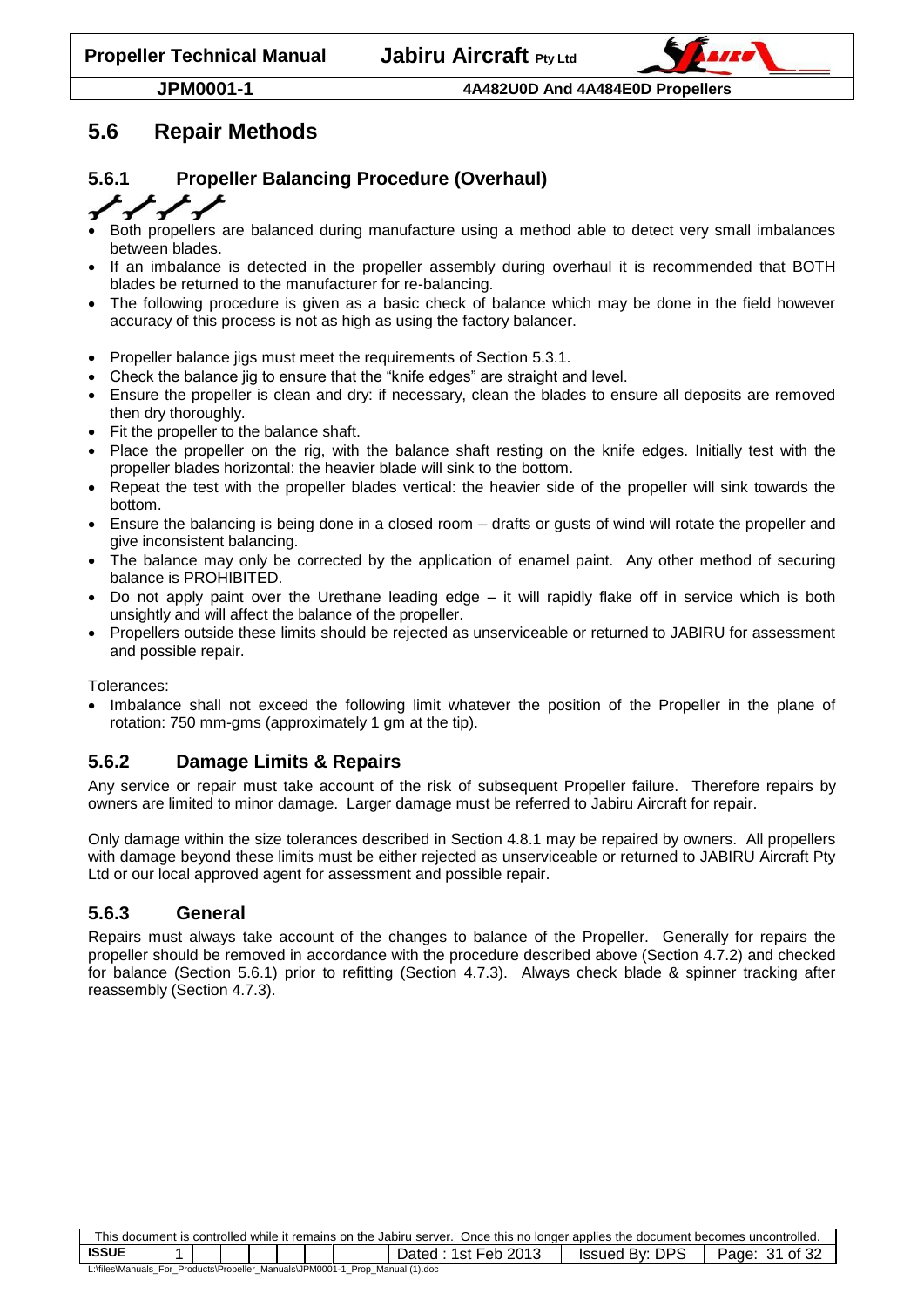## 5.6 Repair Methods

### 5.6.1 Propeller Balancing Procedure (Overhaul)

- Both propellers are balanced during manufacture using a method able to detect very small imbalances between blades.
- If an imbalance is detected in the propeller assembly during overhaul it is recommended that BOTH blades be returned to the manufacturer for re-balancing.
- The following procedure is given as a basic check of balance which may be done in the field however accuracy of this process is not as high as using the factory balancer.

- Propeller balance jigs must meet the requirements of Section 5.3.1.
- Check the balance jig to ensure that the "knife edges" are straight and level.
- Ensure the propeller is clean and dry: if necessary, clean the blades to ensure all deposits are removed then dry thoroughly.
- Fit the propeller to the balance shaft.
- Place the propeller on the rig, with the balance shaft resting on the knife edges. Initially test with the propeller blades horizontal: the heavier blade will sink to the bottom.
- Repeat the test with the propeller blades vertical: the heavier side of the propeller will sink towards the bottom.
- Ensure the balancing is being done in a closed room – drafts or gusts of wind will rotate the propeller and give inconsistent balancing.
- The balance may only be corrected by the application of enamel paint. Any other method of securing balance is PROHIBITED.
- Do not apply paint over the Urethane leading edge – it will rapidly flake off in service which is both unsightly and will affect the balance of the propeller.
- Propellers outside these limits should be rejected as unserviceable or returned to JABIRU for assessment and possible repair.

Tolerances:

- Imbalance shall not exceed the following limit whatever the position of the Propeller in the plane of rotation: 750 mm-gms (approximately 1 gm at the tip).

### 5.6.2 Damage Limits & Repairs

Any service or repair must take account of the risk of subsequent Propeller failure. Therefore repairs by owners are limited to minor damage. Larger damage must be referred to Jabiru Aircraft for repair.

Only damage within the size tolerances described in Section 4.8.1 may be repaired by owners. All propellers with damage beyond these limits must be either rejected as unserviceable or returned to JABIRU Aircraft Pty Ltd or our local approved agent for assessment and possible repair.

### 5.6.3 General

Repairs must always take account of the changes to balance of the Propeller. Generally for repairs the propeller should be removed in accordance with the procedure described above (Section 4.7.2) and checked for balance (Section 5.6.1) prior to refitting (Section 4.7.3). Always check blade & spinner tracking after reassembly (Section 4.7.3).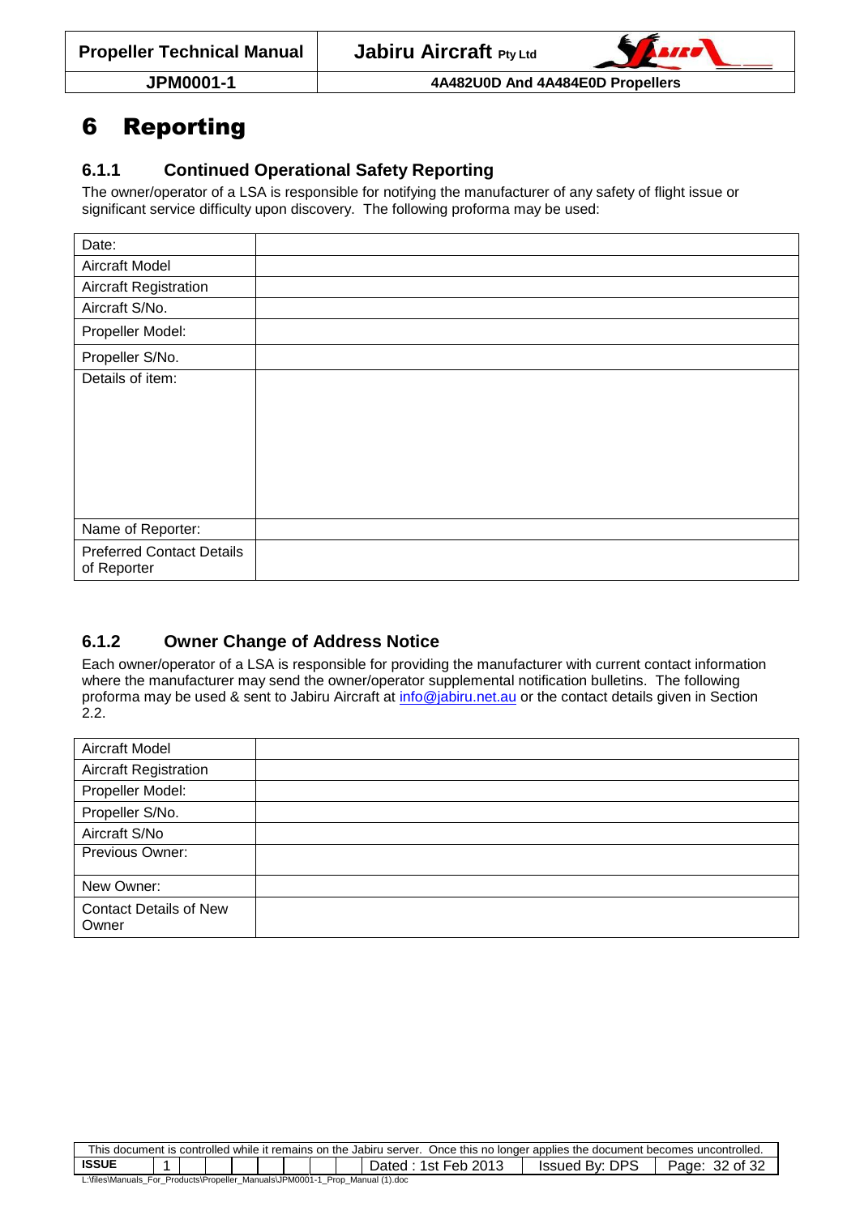# 6 Reporting

### 6.1.1 Continued Operational Safety Reporting

The owner/operator of a LSA is responsible for notifying the manufacturer of any safety of flight issue or significant service difficulty upon discovery. The following proforma may be used:

| | |
|---|---|
| Date: | |
| Aircraft Model | |
| Aircraft Registration | |
| Aircraft S/No. | |
| Propeller Model: | |
| Propeller S/No. | |
| Details of item: | |
| Name of Reporter: | |
| Preferred Contact Details of Reporter | |

### 6.1.2 Owner Change of Address Notice

Each owner/operator of a LSA is responsible for providing the manufacturer with current contact information where the manufacturer may send the owner/operator supplemental notification bulletins. The following proforma may be used & sent to Jabiru Aircraft at info@jabiru.net.au or the contact details given in Section 2.2.

| | |
|---|---|
| Aircraft Model | |
| Aircraft Registration | |
| Propeller Model: | |
| Propeller S/No. | |
| Aircraft S/No | |
| Previous Owner: | |
| New Owner: | |
| Contact Details of New Owner | |